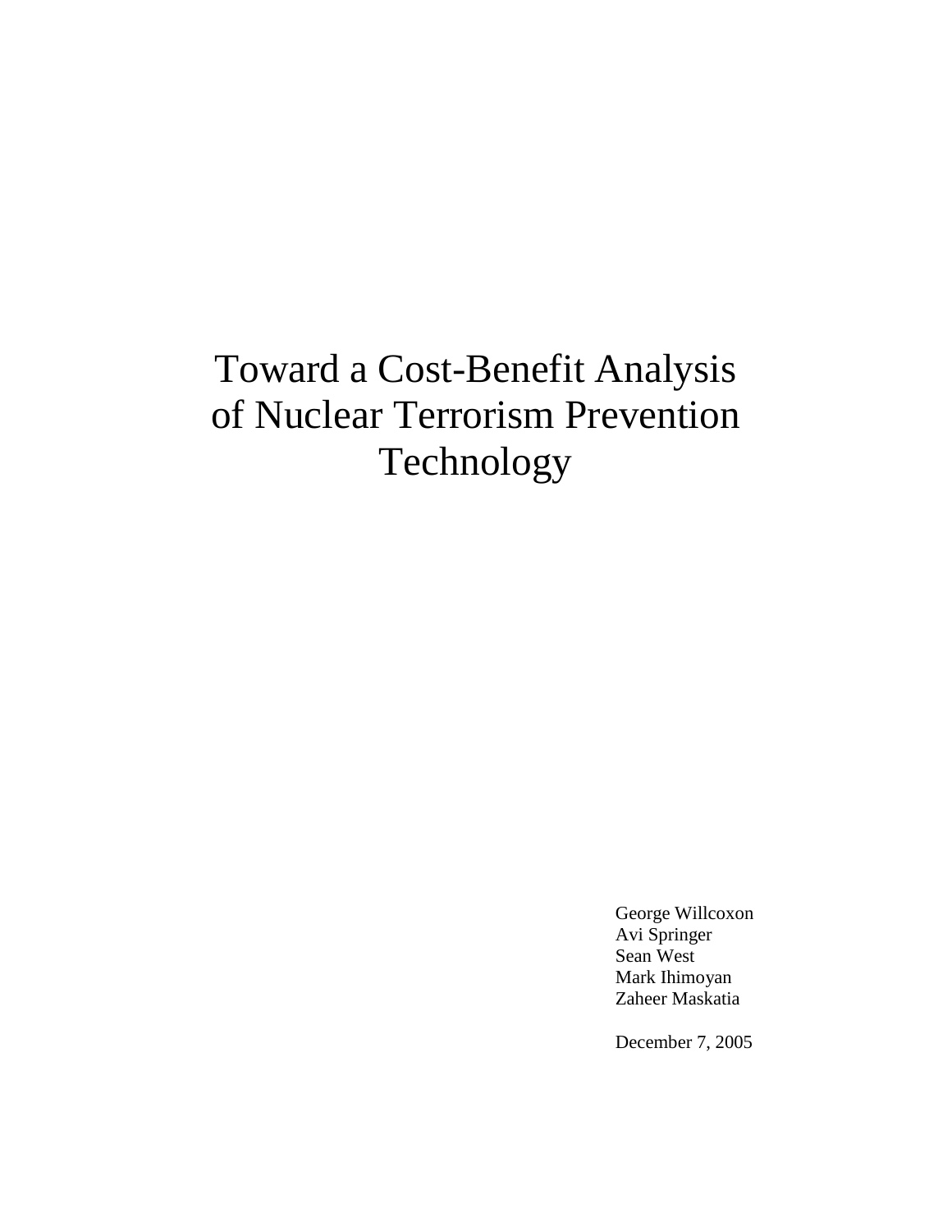# Toward a Cost-Benefit Analysis of Nuclear Terrorism Prevention Technology

George Willcoxon
Avi Springer
Sean West
Mark Ihimoyan
Zaheer Maskatia

December 7, 2005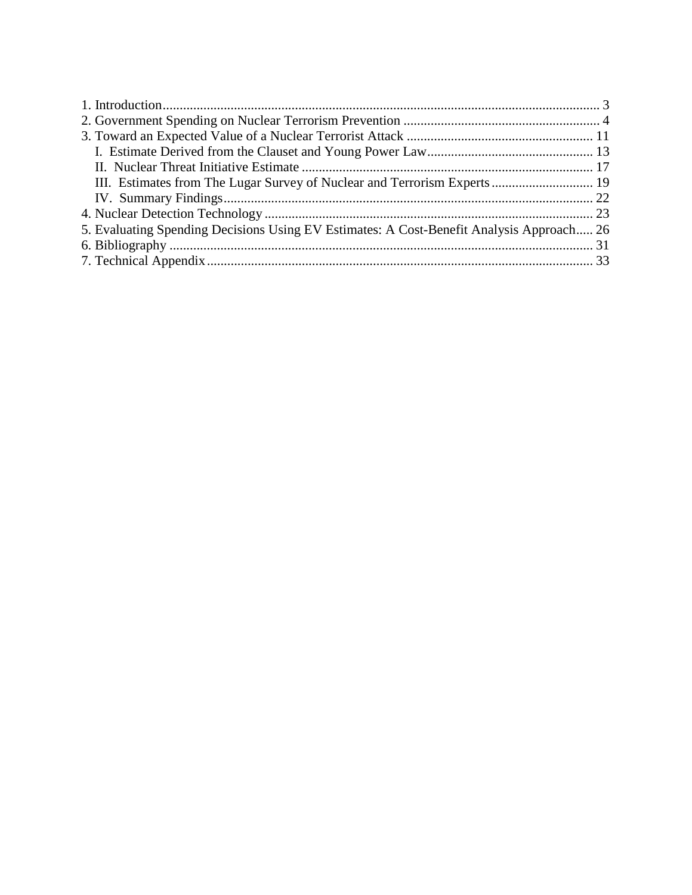1. Introduction................................................................................................................................ 3
2. Government Spending on Nuclear Terrorism Prevention .......................................................... 4
3. Toward an Expected Value of a Nuclear Terrorist Attack ....................................................... 11
    I. Estimate Derived from the Clauset and Young Power Law................................................. 13
    II. Nuclear Threat Initiative Estimate ...................................................................................... 17
    III. Estimates from The Lugar Survey of Nuclear and Terrorism Experts .............................. 19
    IV. Summary Findings............................................................................................................. 22
4. Nuclear Detection Technology ................................................................................................. 23
5. Evaluating Spending Decisions Using EV Estimates: A Cost-Benefit Analysis Approach..... 26
6. Bibliography ............................................................................................................................. 31
7. Technical Appendix.................................................................................................................. 33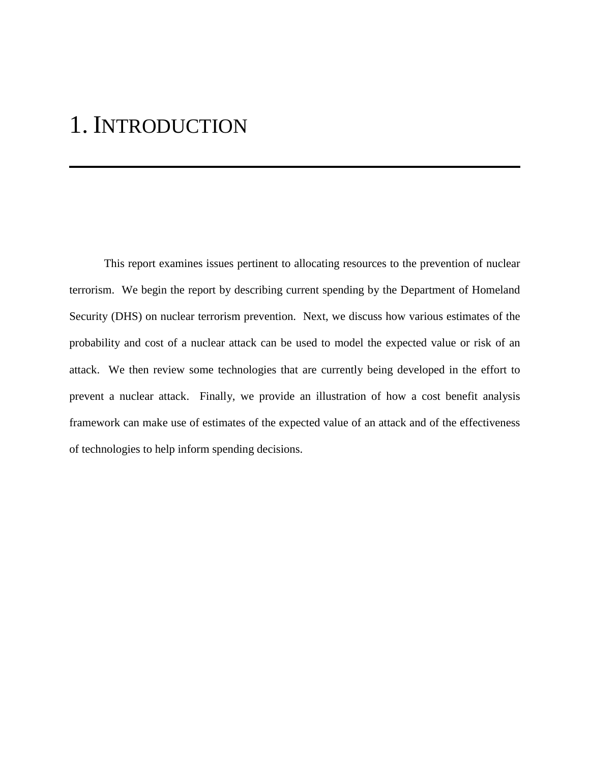# 1. INTRODUCTION

This report examines issues pertinent to allocating resources to the prevention of nuclear terrorism. We begin the report by describing current spending by the Department of Homeland Security (DHS) on nuclear terrorism prevention. Next, we discuss how various estimates of the probability and cost of a nuclear attack can be used to model the expected value or risk of an attack. We then review some technologies that are currently being developed in the effort to prevent a nuclear attack. Finally, we provide an illustration of how a cost benefit analysis framework can make use of estimates of the expected value of an attack and of the effectiveness of technologies to help inform spending decisions.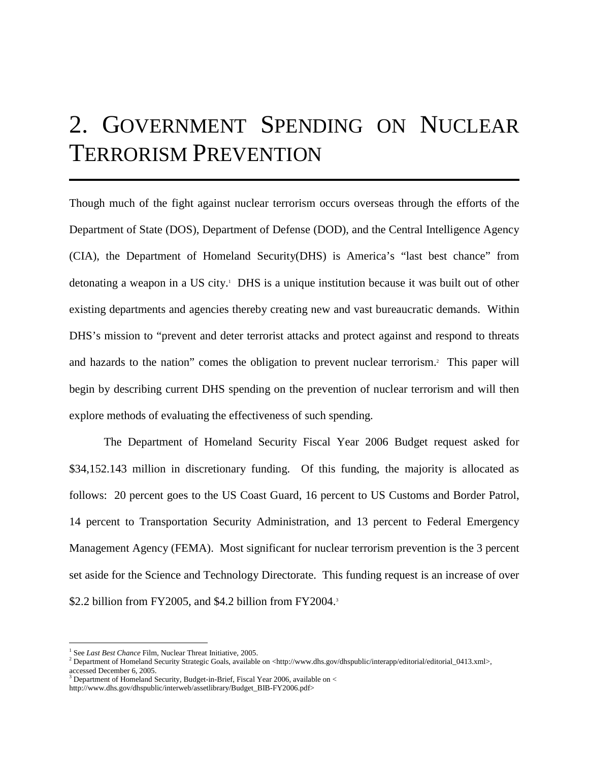# 2. Government Spending on Nuclear Terrorism Prevention

Though much of the fight against nuclear terrorism occurs overseas through the efforts of the Department of State (DOS), Department of Defense (DOD), and the Central Intelligence Agency (CIA), the Department of Homeland Security(DHS) is America's "last best chance" from detonating a weapon in a US city.[1] DHS is a unique institution because it was built out of other existing departments and agencies thereby creating new and vast bureaucratic demands. Within DHS's mission to "prevent and deter terrorist attacks and protect against and respond to threats and hazards to the nation" comes the obligation to prevent nuclear terrorism.[2] This paper will begin by describing current DHS spending on the prevention of nuclear terrorism and will then explore methods of evaluating the effectiveness of such spending.

The Department of Homeland Security Fiscal Year 2006 Budget request asked for $34,152.143 million in discretionary funding. Of this funding, the majority is allocated as follows: 20 percent goes to the US Coast Guard, 16 percent to US Customs and Border Patrol, 14 percent to Transportation Security Administration, and 13 percent to Federal Emergency Management Agency (FEMA). Most significant for nuclear terrorism prevention is the 3 percent set aside for the Science and Technology Directorate. This funding request is an increase of over $2.2 billion from FY2005, and $4.2 billion from FY2004.[3]

---

[1] See *Last Best Chance* Film, Nuclear Threat Initiative, 2005.

[2] Department of Homeland Security Strategic Goals, available on <http://www.dhs.gov/dhspublic/interapp/editorial/editorial_0413.xml>, accessed December 6, 2005.

[3] Department of Homeland Security, Budget-in-Brief, Fiscal Year 2006, available on < http://www.dhs.gov/dhspublic/interweb/assetlibrary/Budget_BIB-FY2006.pdf>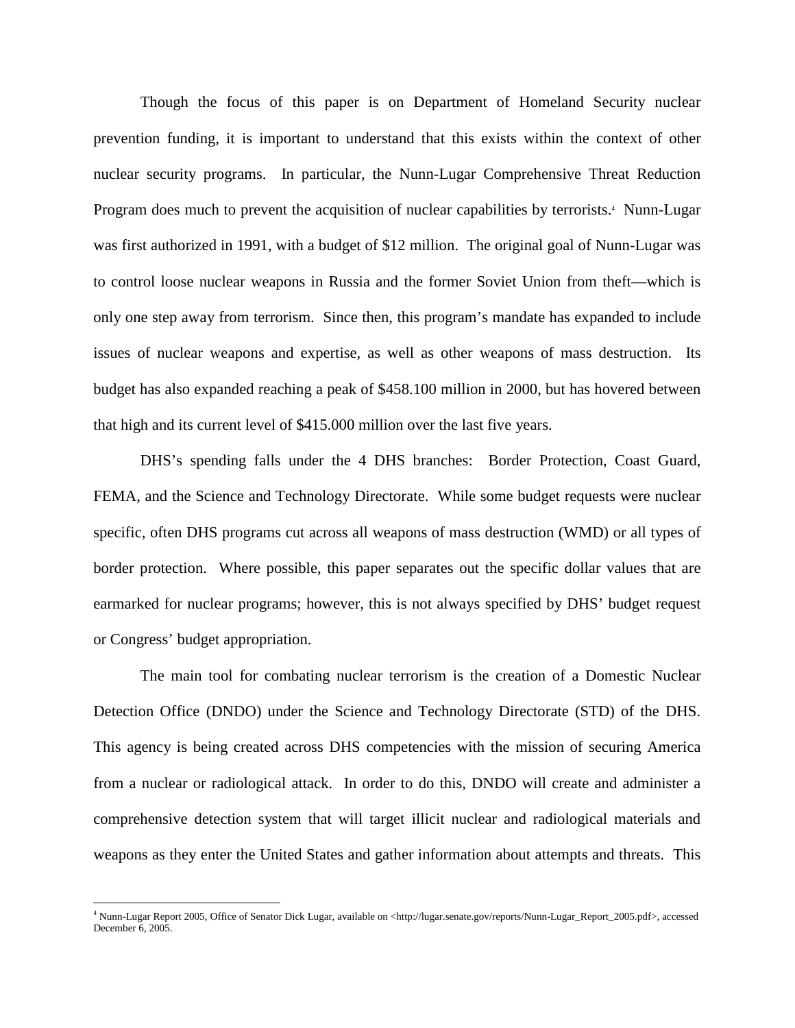Though the focus of this paper is on Department of Homeland Security nuclear prevention funding, it is important to understand that this exists within the context of other nuclear security programs. In particular, the Nunn-Lugar Comprehensive Threat Reduction Program does much to prevent the acquisition of nuclear capabilities by terrorists.[4] Nunn-Lugar was first authorized in 1991, with a budget of $12 million. The original goal of Nunn-Lugar was to control loose nuclear weapons in Russia and the former Soviet Union from theft—which is only one step away from terrorism. Since then, this program's mandate has expanded to include issues of nuclear weapons and expertise, as well as other weapons of mass destruction. Its budget has also expanded reaching a peak of $458.100 million in 2000, but has hovered between that high and its current level of $415.000 million over the last five years.

DHS's spending falls under the 4 DHS branches: Border Protection, Coast Guard, FEMA, and the Science and Technology Directorate. While some budget requests were nuclear specific, often DHS programs cut across all weapons of mass destruction (WMD) or all types of border protection. Where possible, this paper separates out the specific dollar values that are earmarked for nuclear programs; however, this is not always specified by DHS' budget request or Congress' budget appropriation.

The main tool for combating nuclear terrorism is the creation of a Domestic Nuclear Detection Office (DNDO) under the Science and Technology Directorate (STD) of the DHS. This agency is being created across DHS competencies with the mission of securing America from a nuclear or radiological attack. In order to do this, DNDO will create and administer a comprehensive detection system that will target illicit nuclear and radiological materials and weapons as they enter the United States and gather information about attempts and threats. This

[4] Nunn-Lugar Report 2005, Office of Senator Dick Lugar, available on <http://lugar.senate.gov/reports/Nunn-Lugar_Report_2005.pdf>, accessed December 6, 2005.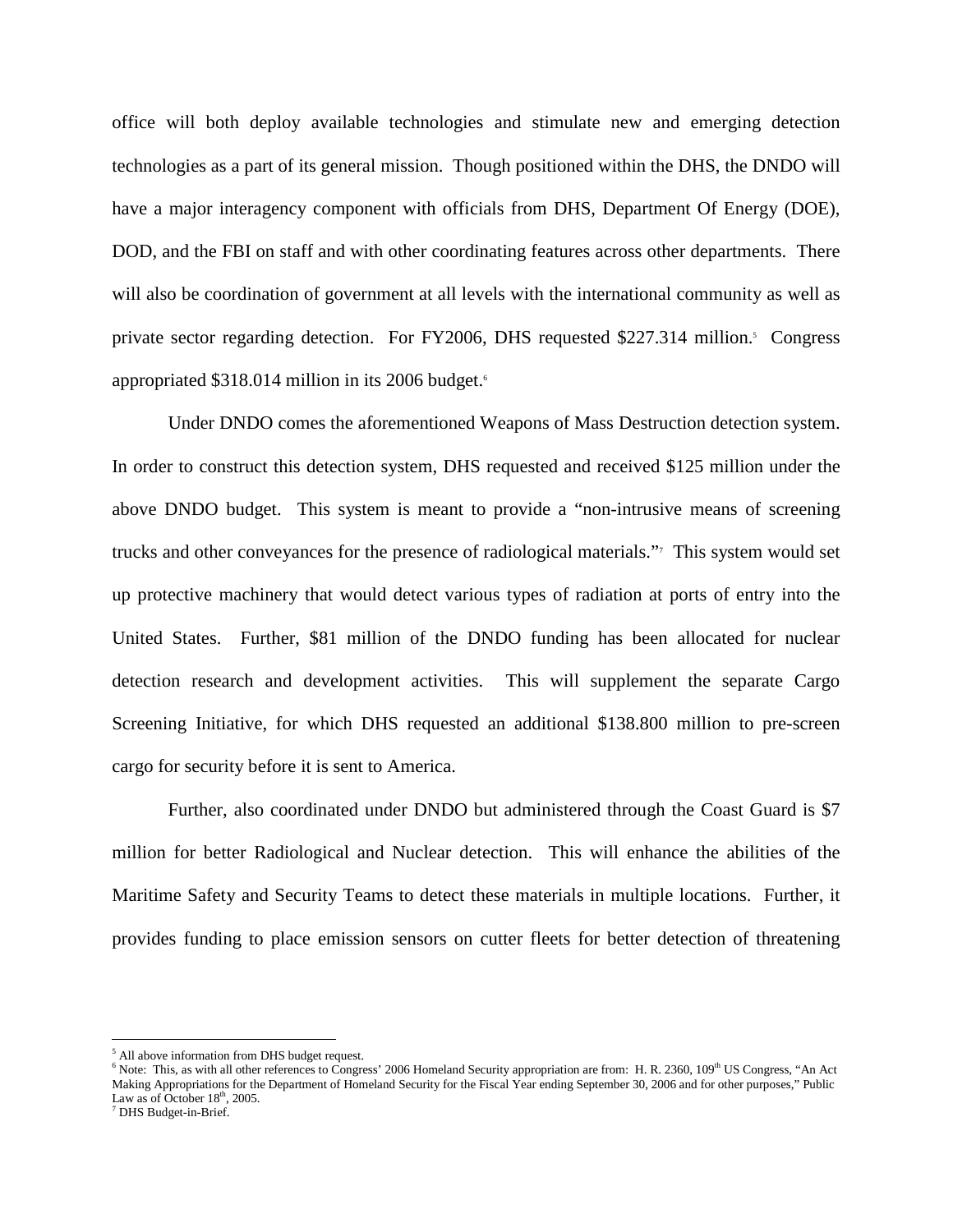office will both deploy available technologies and stimulate new and emerging detection technologies as a part of its general mission. Though positioned within the DHS, the DNDO will have a major interagency component with officials from DHS, Department Of Energy (DOE), DOD, and the FBI on staff and with other coordinating features across other departments. There will also be coordination of government at all levels with the international community as well as private sector regarding detection. For FY2006, DHS requested \$227.314 million.[5] Congress appropriated \$318.014 million in its 2006 budget.[6]

Under DNDO comes the aforementioned Weapons of Mass Destruction detection system. In order to construct this detection system, DHS requested and received \$125 million under the above DNDO budget. This system is meant to provide a "non-intrusive means of screening trucks and other conveyances for the presence of radiological materials."[7] This system would set up protective machinery that would detect various types of radiation at ports of entry into the United States. Further, \$81 million of the DNDO funding has been allocated for nuclear detection research and development activities. This will supplement the separate Cargo Screening Initiative, for which DHS requested an additional \$138.800 million to pre-screen cargo for security before it is sent to America.

Further, also coordinated under DNDO but administered through the Coast Guard is \$7 million for better Radiological and Nuclear detection. This will enhance the abilities of the Maritime Safety and Security Teams to detect these materials in multiple locations. Further, it provides funding to place emission sensors on cutter fleets for better detection of threatening

---

[5] All above information from DHS budget request.

[6] Note: This, as with all other references to Congress' 2006 Homeland Security appropriation are from: H. R. 2360, 109th US Congress, "An Act Making Appropriations for the Department of Homeland Security for the Fiscal Year ending September 30, 2006 and for other purposes," Public Law as of October 18th, 2005.

[7] DHS Budget-in-Brief.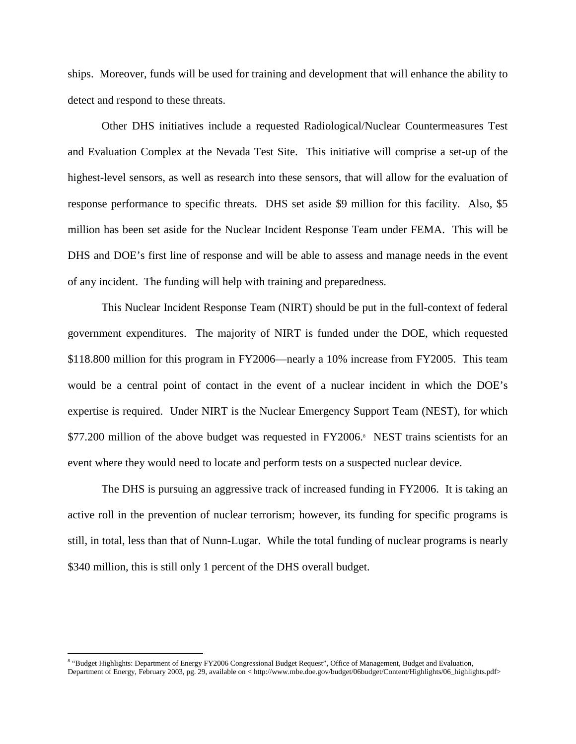ships. Moreover, funds will be used for training and development that will enhance the ability to detect and respond to these threats.

Other DHS initiatives include a requested Radiological/Nuclear Countermeasures Test and Evaluation Complex at the Nevada Test Site. This initiative will comprise a set-up of the highest-level sensors, as well as research into these sensors, that will allow for the evaluation of response performance to specific threats. DHS set aside $9 million for this facility. Also, $5 million has been set aside for the Nuclear Incident Response Team under FEMA. This will be DHS and DOE's first line of response and will be able to assess and manage needs in the event of any incident. The funding will help with training and preparedness.

This Nuclear Incident Response Team (NIRT) should be put in the full-context of federal government expenditures. The majority of NIRT is funded under the DOE, which requested $118.800 million for this program in FY2006—nearly a 10% increase from FY2005. This team would be a central point of contact in the event of a nuclear incident in which the DOE's expertise is required. Under NIRT is the Nuclear Emergency Support Team (NEST), for which $77.200 million of the above budget was requested in FY2006.[8] NEST trains scientists for an event where they would need to locate and perform tests on a suspected nuclear device.

The DHS is pursuing an aggressive track of increased funding in FY2006. It is taking an active roll in the prevention of nuclear terrorism; however, its funding for specific programs is still, in total, less than that of Nunn-Lugar. While the total funding of nuclear programs is nearly $340 million, this is still only 1 percent of the DHS overall budget.

---

[8] "Budget Highlights: Department of Energy FY2006 Congressional Budget Request", Office of Management, Budget and Evaluation, Department of Energy, February 2003, pg. 29, available on < http://www.mbe.doe.gov/budget/06budget/Content/Highlights/06_highlights.pdf>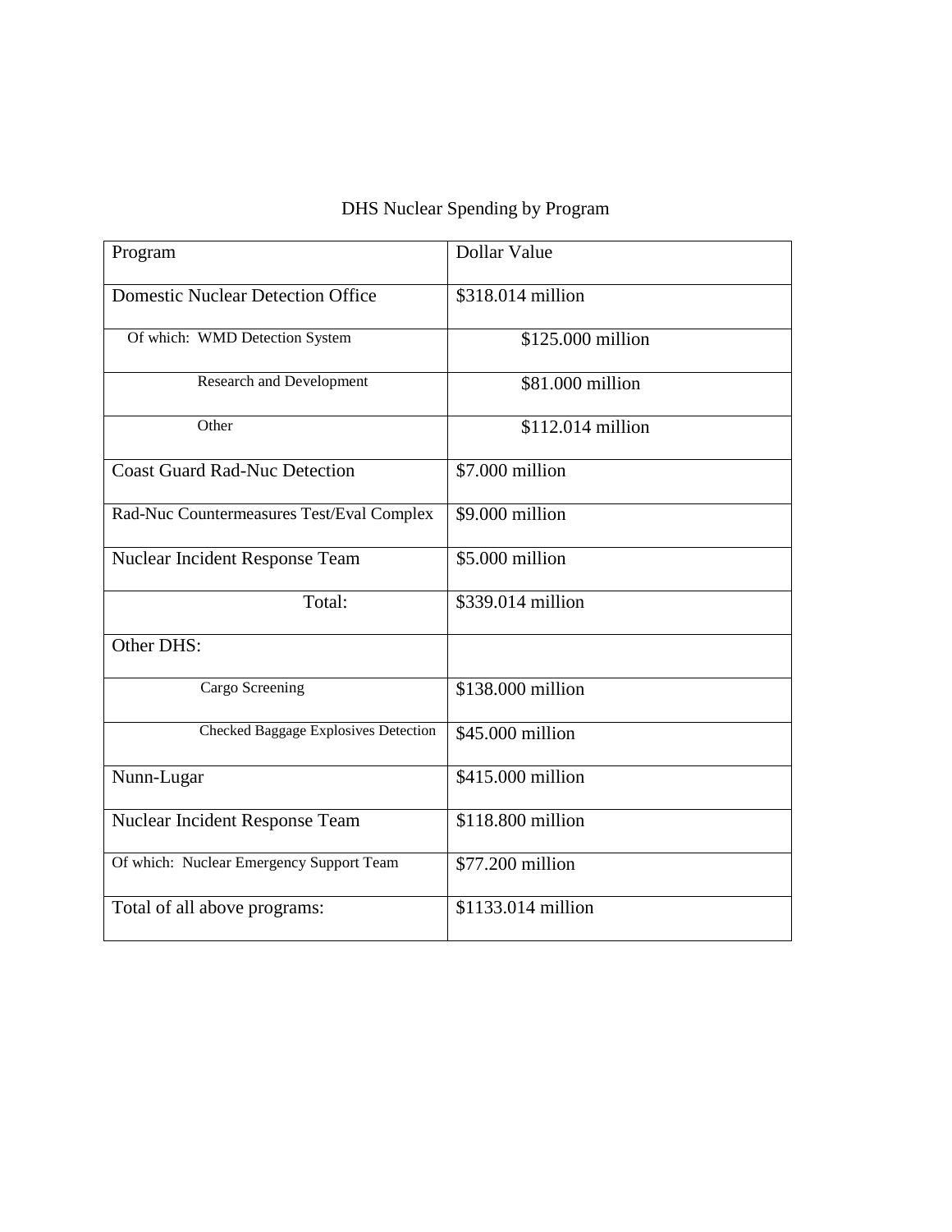DHS Nuclear Spending by Program

| Program | Dollar Value |
| --- | --- |
| Domestic Nuclear Detection Office | $318.014 million |
| Of which: WMD Detection System | $125.000 million |
| Research and Development | $81.000 million |
| Other | $112.014 million |
| Coast Guard Rad-Nuc Detection | $7.000 million |
| Rad-Nuc Countermeasures Test/Eval Complex | $9.000 million |
| Nuclear Incident Response Team | $5.000 million |
| Total: | $339.014 million |
| Other DHS: | |
| Cargo Screening | $138.000 million |
| Checked Baggage Explosives Detection | $45.000 million |
| Nunn-Lugar | $415.000 million |
| Nuclear Incident Response Team | $118.800 million |
| Of which: Nuclear Emergency Support Team | $77.200 million |
| Total of all above programs: | $1133.014 million |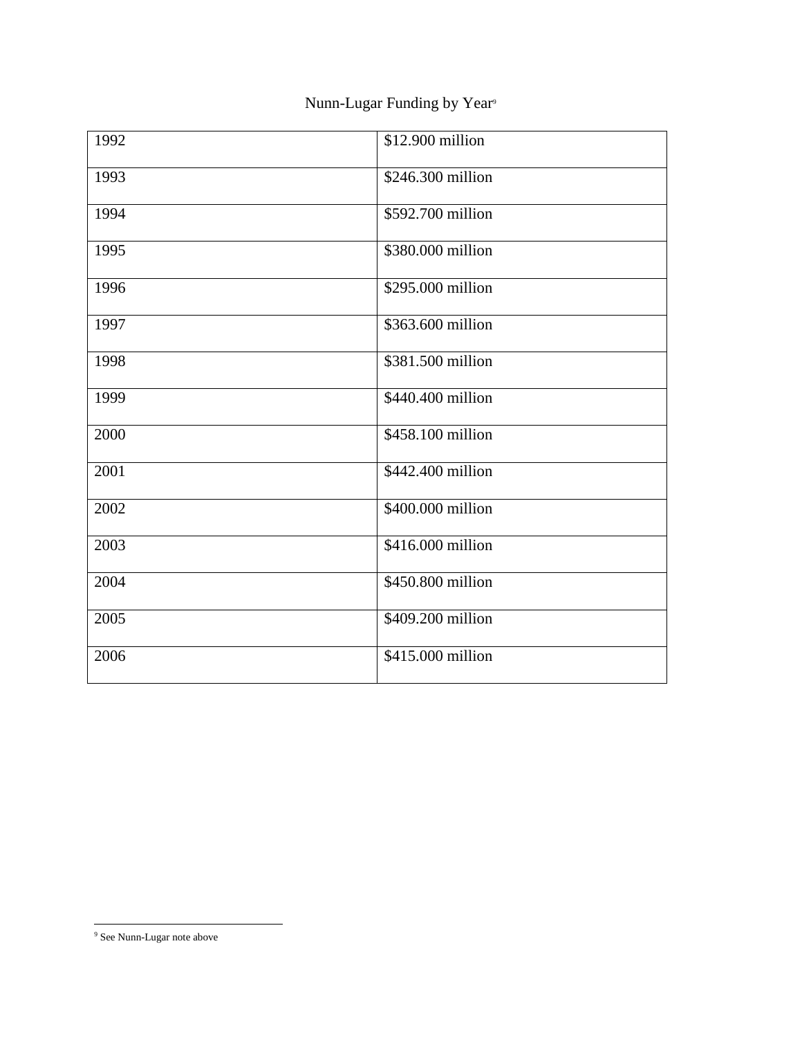Nunn-Lugar Funding by Year[9]

| | |
|---|---|
| 1992 | $12.900 million |
| 1993 | $246.300 million |
| 1994 | $592.700 million |
| 1995 | $380.000 million |
| 1996 | $295.000 million |
| 1997 | $363.600 million |
| 1998 | $381.500 million |
| 1999 | $440.400 million |
| 2000 | $458.100 million |
| 2001 | $442.400 million |
| 2002 | $400.000 million |
| 2003 | $416.000 million |
| 2004 | $450.800 million |
| 2005 | $409.200 million |
| 2006 | $415.000 million |

[9] See Nunn-Lugar note above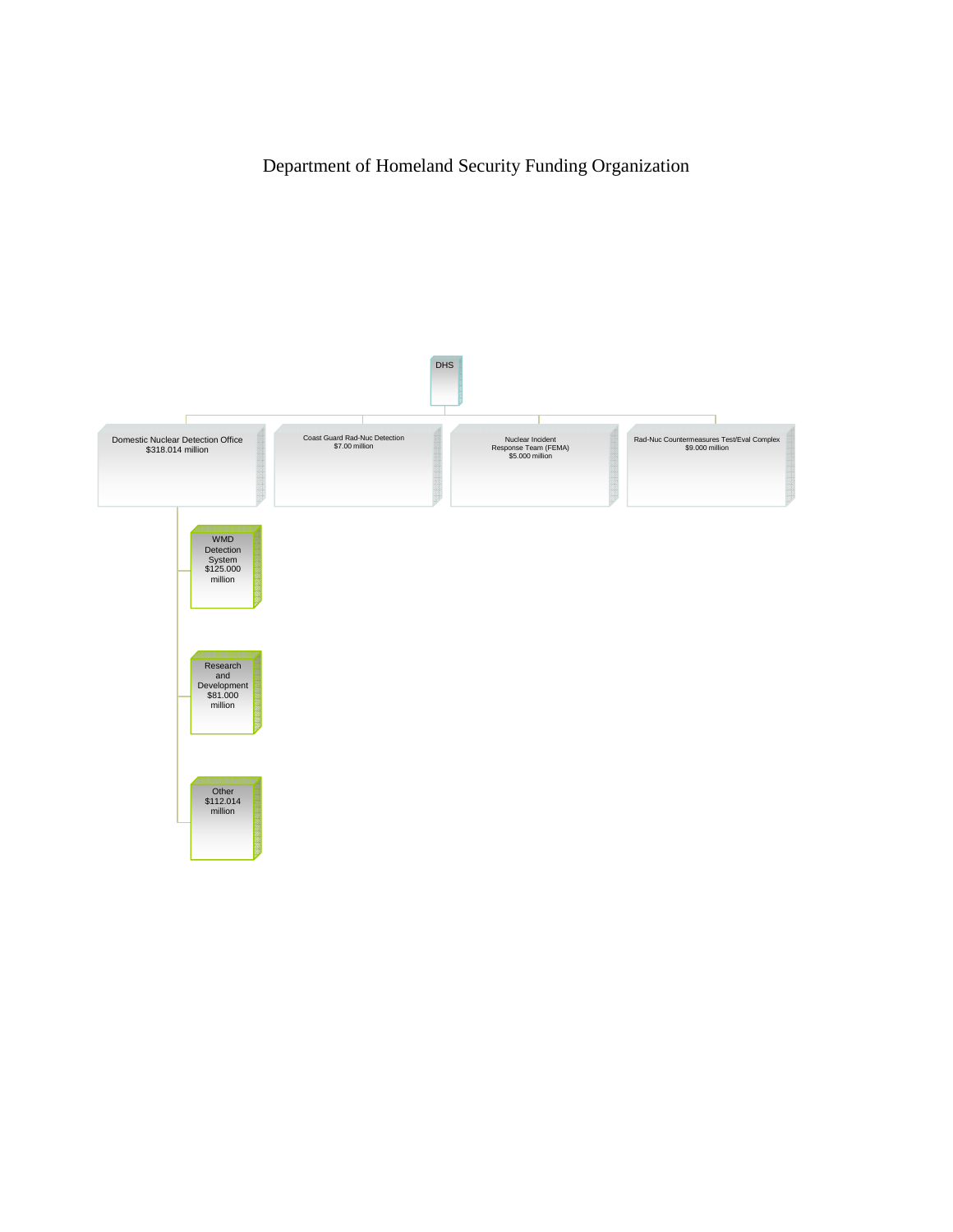# Department of Homeland Security Funding Organization

- DHS
  - Domestic Nuclear Detection Office $318.014 million
    - WMD Detection System $125.000 million
    - Research and Development $81.000 million
    - Other $112.014 million
  - Coast Guard Rad-Nuc Detection $7.00 million
  - Nuclear Incident Response Team (FEMA) $5.000 million
  - Rad-Nuc Countermeasures Test/Eval Complex $9.000 million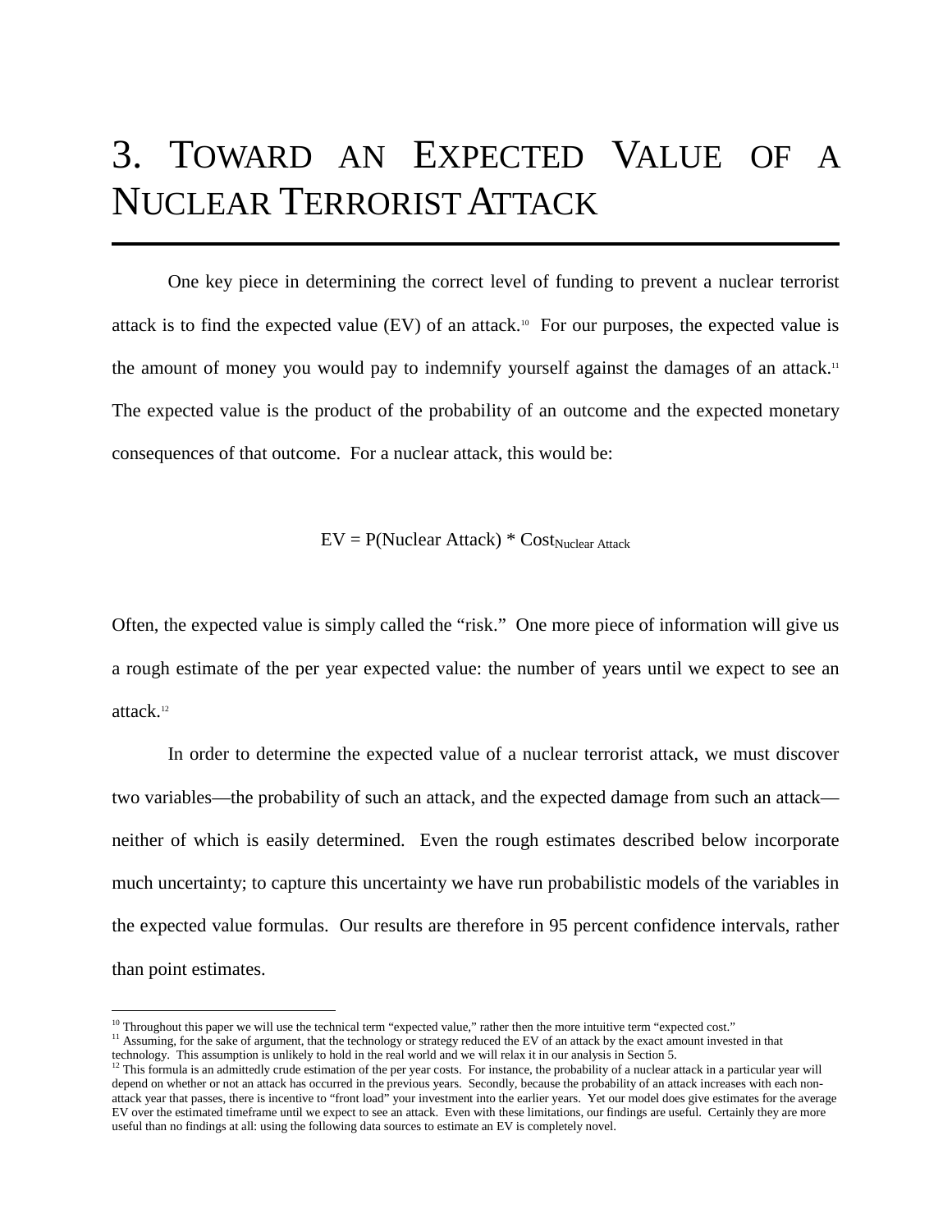# 3. Toward an Expected Value of a Nuclear Terrorist Attack

One key piece in determining the correct level of funding to prevent a nuclear terrorist attack is to find the expected value (EV) of an attack.[10] For our purposes, the expected value is the amount of money you would pay to indemnify yourself against the damages of an attack.[11] The expected value is the product of the probability of an outcome and the expected monetary consequences of that outcome. For a nuclear attack, this would be:

$$EV = P(\text{Nuclear Attack}) * Cost_{\text{Nuclear Attack}}$$

Often, the expected value is simply called the "risk." One more piece of information will give us a rough estimate of the per year expected value: the number of years until we expect to see an attack.[12]

In order to determine the expected value of a nuclear terrorist attack, we must discover two variables—the probability of such an attack, and the expected damage from such an attack—neither of which is easily determined. Even the rough estimates described below incorporate much uncertainty; to capture this uncertainty we have run probabilistic models of the variables in the expected value formulas. Our results are therefore in 95 percent confidence intervals, rather than point estimates.

---

[10] Throughout this paper we will use the technical term "expected value," rather then the more intuitive term "expected cost."

[11] Assuming, for the sake of argument, that the technology or strategy reduced the EV of an attack by the exact amount invested in that technology. This assumption is unlikely to hold in the real world and we will relax it in our analysis in Section 5.

[12] This formula is an admittedly crude estimation of the per year costs. For instance, the probability of a nuclear attack in a particular year will depend on whether or not an attack has occurred in the previous years. Secondly, because the probability of an attack increases with each non-attack year that passes, there is incentive to "front load" your investment into the earlier years. Yet our model does give estimates for the average EV over the estimated timeframe until we expect to see an attack. Even with these limitations, our findings are useful. Certainly they are more useful than no findings at all: using the following data sources to estimate an EV is completely novel.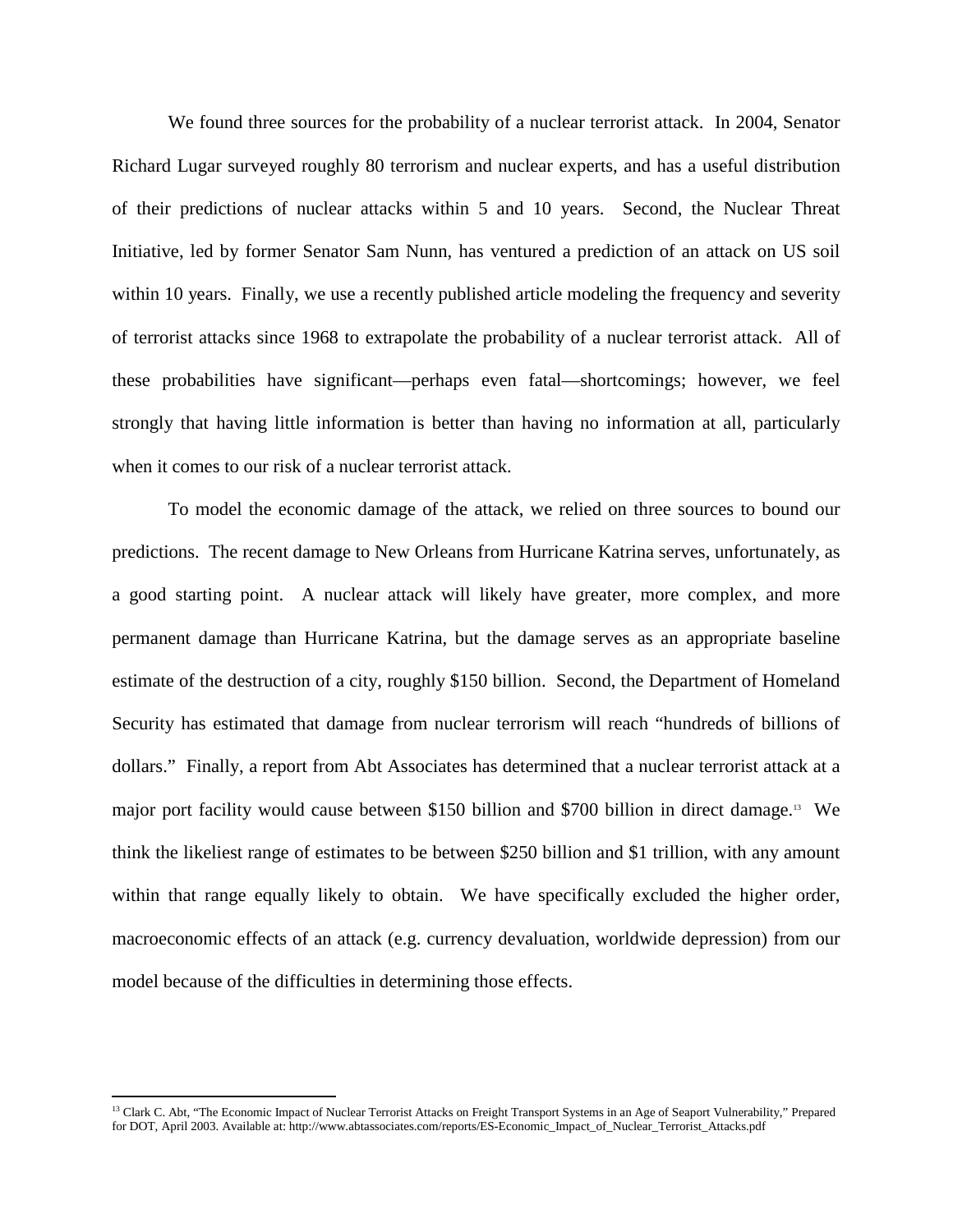We found three sources for the probability of a nuclear terrorist attack. In 2004, Senator Richard Lugar surveyed roughly 80 terrorism and nuclear experts, and has a useful distribution of their predictions of nuclear attacks within 5 and 10 years. Second, the Nuclear Threat Initiative, led by former Senator Sam Nunn, has ventured a prediction of an attack on US soil within 10 years. Finally, we use a recently published article modeling the frequency and severity of terrorist attacks since 1968 to extrapolate the probability of a nuclear terrorist attack. All of these probabilities have significant—perhaps even fatal—shortcomings; however, we feel strongly that having little information is better than having no information at all, particularly when it comes to our risk of a nuclear terrorist attack.

To model the economic damage of the attack, we relied on three sources to bound our predictions. The recent damage to New Orleans from Hurricane Katrina serves, unfortunately, as a good starting point. A nuclear attack will likely have greater, more complex, and more permanent damage than Hurricane Katrina, but the damage serves as an appropriate baseline estimate of the destruction of a city, roughly $150 billion. Second, the Department of Homeland Security has estimated that damage from nuclear terrorism will reach "hundreds of billions of dollars." Finally, a report from Abt Associates has determined that a nuclear terrorist attack at a major port facility would cause between $150 billion and $700 billion in direct damage.[13] We think the likeliest range of estimates to be between $250 billion and $1 trillion, with any amount within that range equally likely to obtain. We have specifically excluded the higher order, macroeconomic effects of an attack (e.g. currency devaluation, worldwide depression) from our model because of the difficulties in determining those effects.

[13] Clark C. Abt, "The Economic Impact of Nuclear Terrorist Attacks on Freight Transport Systems in an Age of Seaport Vulnerability," Prepared for DOT, April 2003. Available at: http://www.abtassociates.com/reports/ES-Economic_Impact_of_Nuclear_Terrorist_Attacks.pdf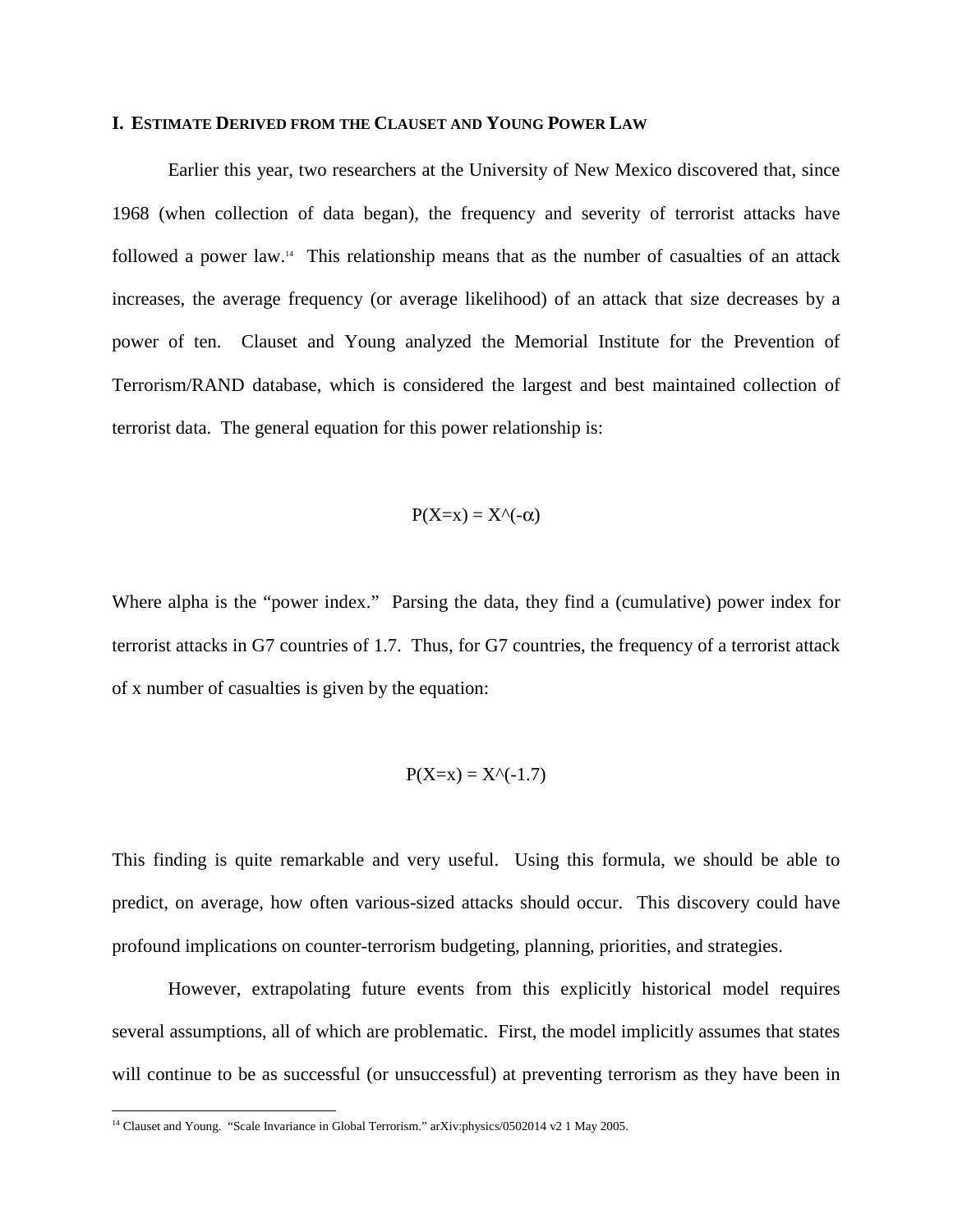## I. ESTIMATE DERIVED FROM THE CLAUSET AND YOUNG POWER LAW

Earlier this year, two researchers at the University of New Mexico discovered that, since 1968 (when collection of data began), the frequency and severity of terrorist attacks have followed a power law.[14] This relationship means that as the number of casualties of an attack increases, the average frequency (or average likelihood) of an attack that size decreases by a power of ten. Clauset and Young analyzed the Memorial Institute for the Prevention of Terrorism/RAND database, which is considered the largest and best maintained collection of terrorist data. The general equation for this power relationship is:

$$P(X=x) = X^{(-\alpha)}$$

Where alpha is the "power index." Parsing the data, they find a (cumulative) power index for terrorist attacks in G7 countries of 1.7. Thus, for G7 countries, the frequency of a terrorist attack of x number of casualties is given by the equation:

$$P(X=x) = X^{(-1.7)}$$

This finding is quite remarkable and very useful. Using this formula, we should be able to predict, on average, how often various-sized attacks should occur. This discovery could have profound implications on counter-terrorism budgeting, planning, priorities, and strategies.

However, extrapolating future events from this explicitly historical model requires several assumptions, all of which are problematic. First, the model implicitly assumes that states will continue to be as successful (or unsuccessful) at preventing terrorism as they have been in

[14] Clauset and Young. "Scale Invariance in Global Terrorism." arXiv:physics/0502014 v2 1 May 2005.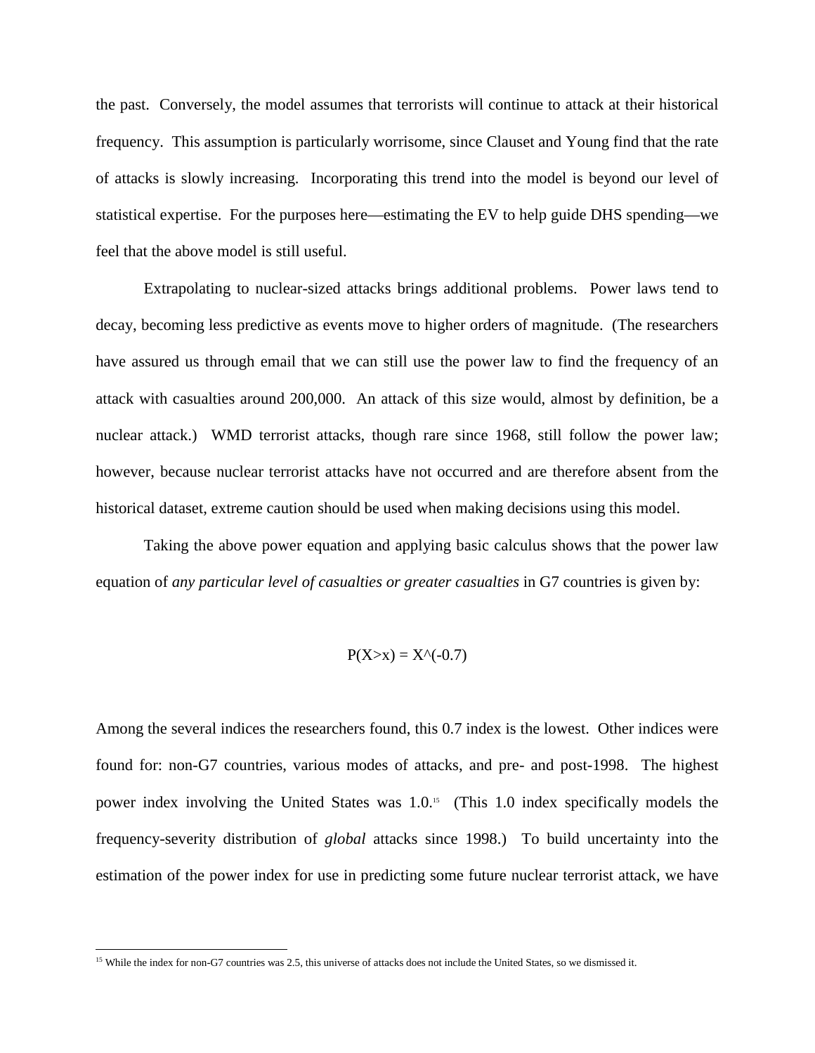the past. Conversely, the model assumes that terrorists will continue to attack at their historical frequency. This assumption is particularly worrisome, since Clauset and Young find that the rate of attacks is slowly increasing. Incorporating this trend into the model is beyond our level of statistical expertise. For the purposes here—estimating the EV to help guide DHS spending—we feel that the above model is still useful.

Extrapolating to nuclear-sized attacks brings additional problems. Power laws tend to decay, becoming less predictive as events move to higher orders of magnitude. (The researchers have assured us through email that we can still use the power law to find the frequency of an attack with casualties around 200,000. An attack of this size would, almost by definition, be a nuclear attack.) WMD terrorist attacks, though rare since 1968, still follow the power law; however, because nuclear terrorist attacks have not occurred and are therefore absent from the historical dataset, extreme caution should be used when making decisions using this model.

Taking the above power equation and applying basic calculus shows that the power law equation of *any particular level of casualties or greater casualties* in G7 countries is given by:

$$P(X>x) = X^{(-0.7)}$$

Among the several indices the researchers found, this 0.7 index is the lowest. Other indices were found for: non-G7 countries, various modes of attacks, and pre- and post-1998. The highest power index involving the United States was 1.0.[15] (This 1.0 index specifically models the frequency-severity distribution of *global* attacks since 1998.) To build uncertainty into the estimation of the power index for use in predicting some future nuclear terrorist attack, we have

[15] While the index for non-G7 countries was 2.5, this universe of attacks does not include the United States, so we dismissed it.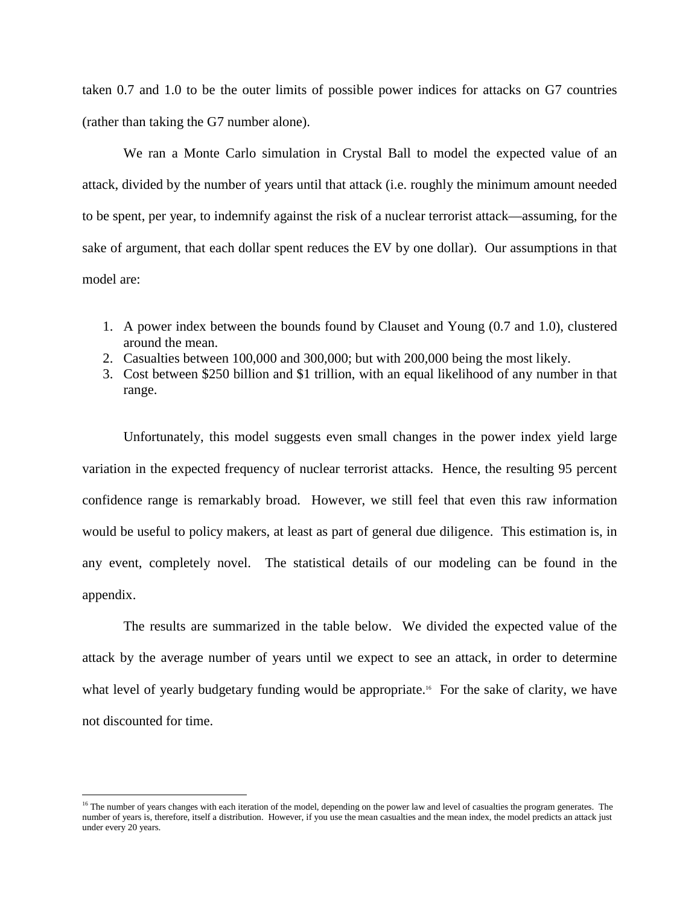taken 0.7 and 1.0 to be the outer limits of possible power indices for attacks on G7 countries (rather than taking the G7 number alone).

We ran a Monte Carlo simulation in Crystal Ball to model the expected value of an attack, divided by the number of years until that attack (i.e. roughly the minimum amount needed to be spent, per year, to indemnify against the risk of a nuclear terrorist attack—assuming, for the sake of argument, that each dollar spent reduces the EV by one dollar). Our assumptions in that model are:

1. A power index between the bounds found by Clauset and Young (0.7 and 1.0), clustered around the mean.
2. Casualties between 100,000 and 300,000; but with 200,000 being the most likely.
3. Cost between \$250 billion and \$1 trillion, with an equal likelihood of any number in that range.

Unfortunately, this model suggests even small changes in the power index yield large variation in the expected frequency of nuclear terrorist attacks. Hence, the resulting 95 percent confidence range is remarkably broad. However, we still feel that even this raw information would be useful to policy makers, at least as part of general due diligence. This estimation is, in any event, completely novel. The statistical details of our modeling can be found in the appendix.

The results are summarized in the table below. We divided the expected value of the attack by the average number of years until we expect to see an attack, in order to determine what level of yearly budgetary funding would be appropriate.[16] For the sake of clarity, we have not discounted for time.

[16] The number of years changes with each iteration of the model, depending on the power law and level of casualties the program generates. The number of years is, therefore, itself a distribution. However, if you use the mean casualties and the mean index, the model predicts an attack just under every 20 years.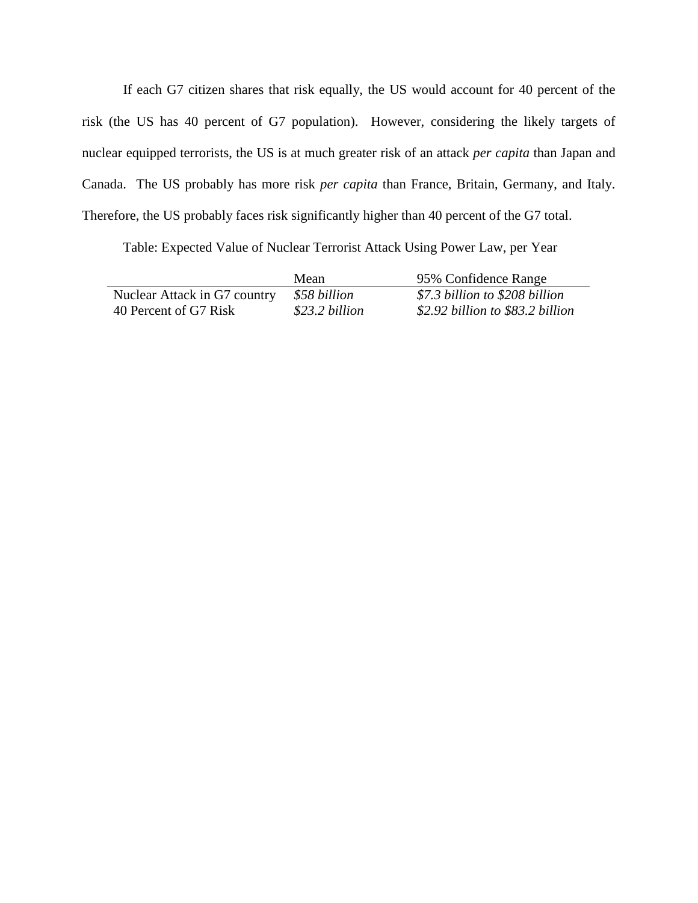If each G7 citizen shares that risk equally, the US would account for 40 percent of the risk (the US has 40 percent of G7 population). However, considering the likely targets of nuclear equipped terrorists, the US is at much greater risk of an attack *per capita* than Japan and Canada. The US probably has more risk *per capita* than France, Britain, Germany, and Italy. Therefore, the US probably faces risk significantly higher than 40 percent of the G7 total.

Table: Expected Value of Nuclear Terrorist Attack Using Power Law, per Year

| | Mean | 95% Confidence Range |
|---|---|---|
| Nuclear Attack in G7 country | *$58 billion* | *$7.3 billion to $208 billion* |
| 40 Percent of G7 Risk | *$23.2 billion* | *$2.92 billion to $83.2 billion* |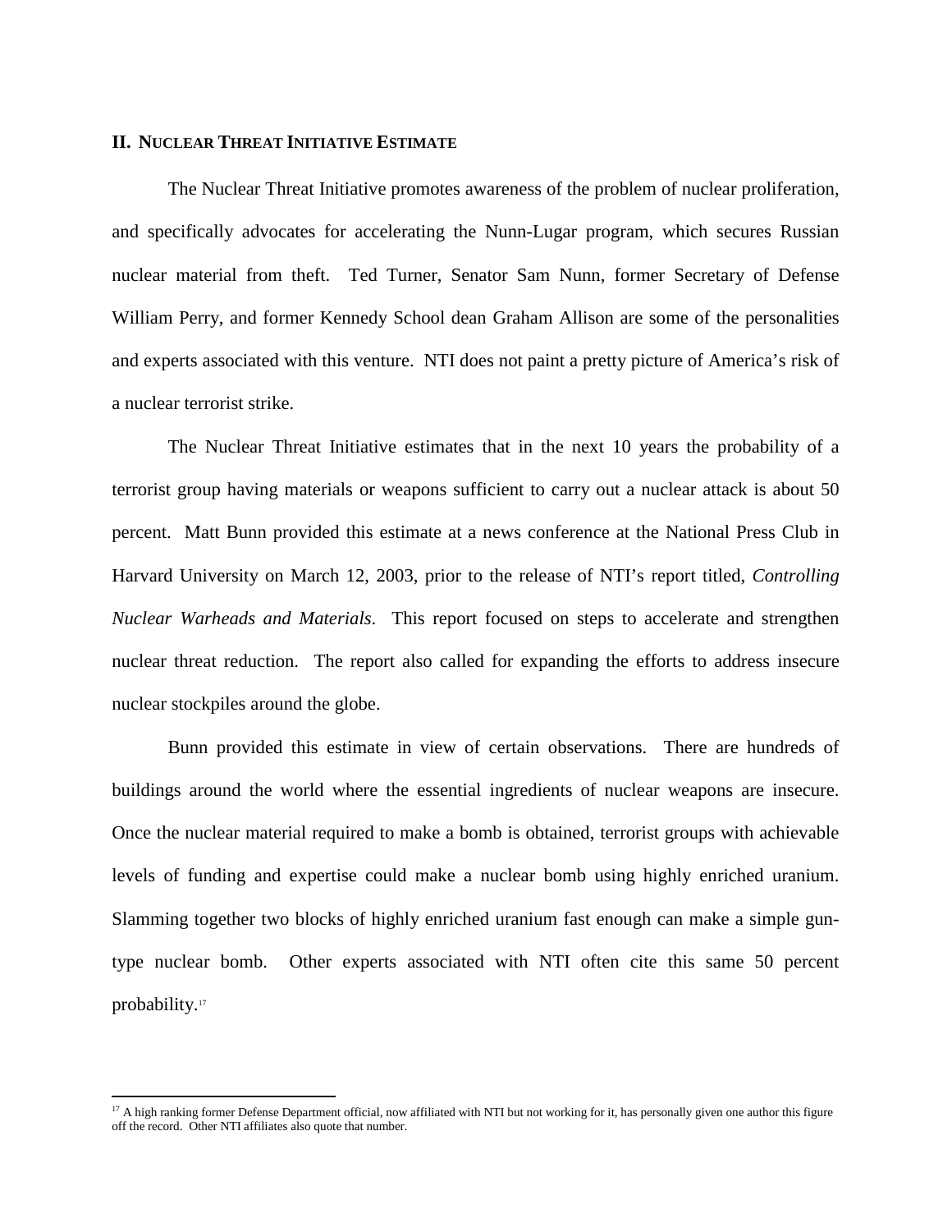## II. NUCLEAR THREAT INITIATIVE ESTIMATE

The Nuclear Threat Initiative promotes awareness of the problem of nuclear proliferation, and specifically advocates for accelerating the Nunn-Lugar program, which secures Russian nuclear material from theft. Ted Turner, Senator Sam Nunn, former Secretary of Defense William Perry, and former Kennedy School dean Graham Allison are some of the personalities and experts associated with this venture. NTI does not paint a pretty picture of America's risk of a nuclear terrorist strike.

The Nuclear Threat Initiative estimates that in the next 10 years the probability of a terrorist group having materials or weapons sufficient to carry out a nuclear attack is about 50 percent. Matt Bunn provided this estimate at a news conference at the National Press Club in Harvard University on March 12, 2003, prior to the release of NTI's report titled, *Controlling Nuclear Warheads and Materials*. This report focused on steps to accelerate and strengthen nuclear threat reduction. The report also called for expanding the efforts to address insecure nuclear stockpiles around the globe.

Bunn provided this estimate in view of certain observations. There are hundreds of buildings around the world where the essential ingredients of nuclear weapons are insecure. Once the nuclear material required to make a bomb is obtained, terrorist groups with achievable levels of funding and expertise could make a nuclear bomb using highly enriched uranium. Slamming together two blocks of highly enriched uranium fast enough can make a simple gun-type nuclear bomb. Other experts associated with NTI often cite this same 50 percent probability.[17]

[17] A high ranking former Defense Department official, now affiliated with NTI but not working for it, has personally given one author this figure off the record. Other NTI affiliates also quote that number.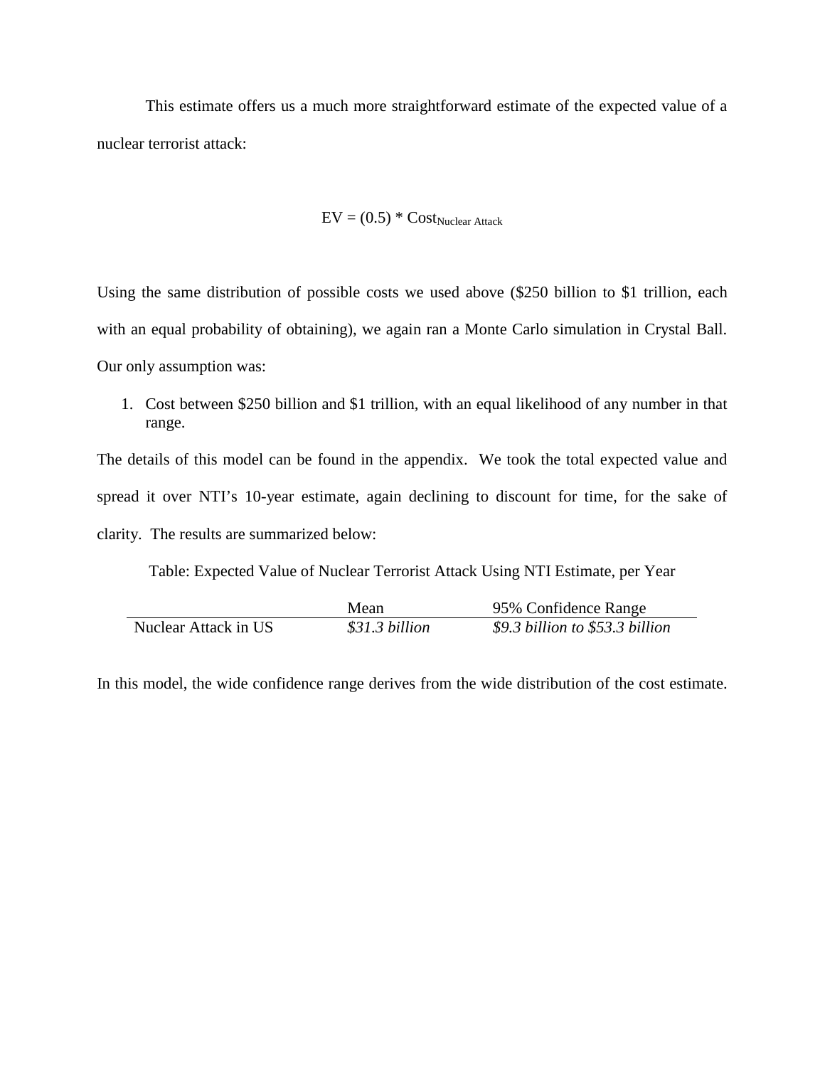This estimate offers us a much more straightforward estimate of the expected value of a nuclear terrorist attack:

$$EV = (0.5) * Cost_{Nuclear\ Attack}$$

Using the same distribution of possible costs we used above ($250 billion to $1 trillion, each with an equal probability of obtaining), we again ran a Monte Carlo simulation in Crystal Ball. Our only assumption was:

1. Cost between $250 billion and $1 trillion, with an equal likelihood of any number in that range.

The details of this model can be found in the appendix. We took the total expected value and spread it over NTI's 10-year estimate, again declining to discount for time, for the sake of clarity. The results are summarized below:

Table: Expected Value of Nuclear Terrorist Attack Using NTI Estimate, per Year

| | Mean | 95% Confidence Range |
|---|---|---|
| Nuclear Attack in US | *$31.3 billion* | *$9.3 billion to $53.3 billion* |

In this model, the wide confidence range derives from the wide distribution of the cost estimate.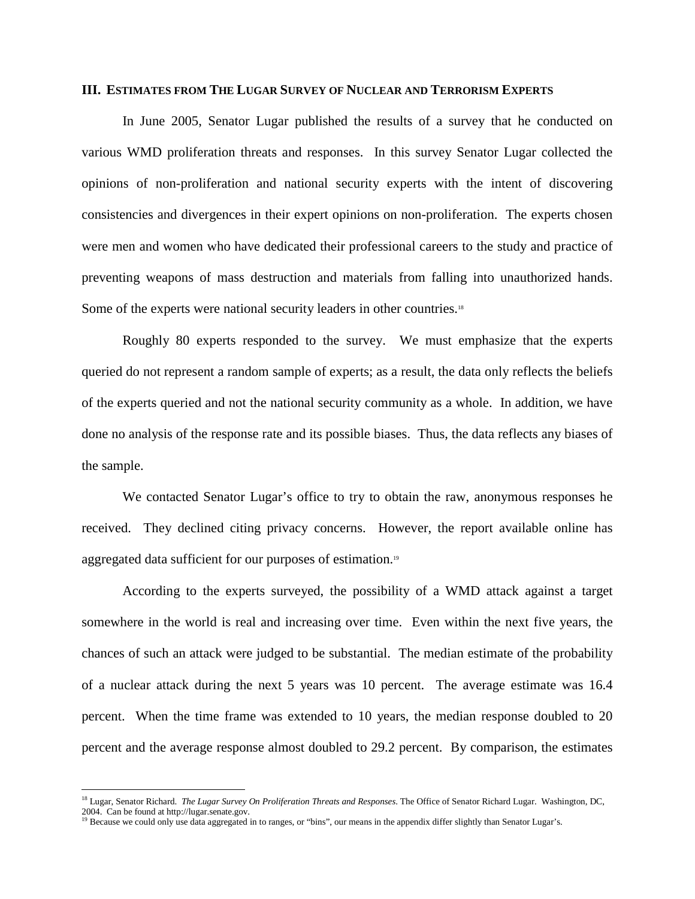### III. Estimates from The Lugar Survey of Nuclear and Terrorism Experts

In June 2005, Senator Lugar published the results of a survey that he conducted on various WMD proliferation threats and responses. In this survey Senator Lugar collected the opinions of non-proliferation and national security experts with the intent of discovering consistencies and divergences in their expert opinions on non-proliferation. The experts chosen were men and women who have dedicated their professional careers to the study and practice of preventing weapons of mass destruction and materials from falling into unauthorized hands. Some of the experts were national security leaders in other countries.[18]

Roughly 80 experts responded to the survey. We must emphasize that the experts queried do not represent a random sample of experts; as a result, the data only reflects the beliefs of the experts queried and not the national security community as a whole. In addition, we have done no analysis of the response rate and its possible biases. Thus, the data reflects any biases of the sample.

We contacted Senator Lugar's office to try to obtain the raw, anonymous responses he received. They declined citing privacy concerns. However, the report available online has aggregated data sufficient for our purposes of estimation.[19]

According to the experts surveyed, the possibility of a WMD attack against a target somewhere in the world is real and increasing over time. Even within the next five years, the chances of such an attack were judged to be substantial. The median estimate of the probability of a nuclear attack during the next 5 years was 10 percent. The average estimate was 16.4 percent. When the time frame was extended to 10 years, the median response doubled to 20 percent and the average response almost doubled to 29.2 percent. By comparison, the estimates

---

[18] Lugar, Senator Richard. *The Lugar Survey On Proliferation Threats and Responses*. The Office of Senator Richard Lugar. Washington, DC, 2004. Can be found at http://lugar.senate.gov.

[19] Because we could only use data aggregated in to ranges, or "bins", our means in the appendix differ slightly than Senator Lugar's.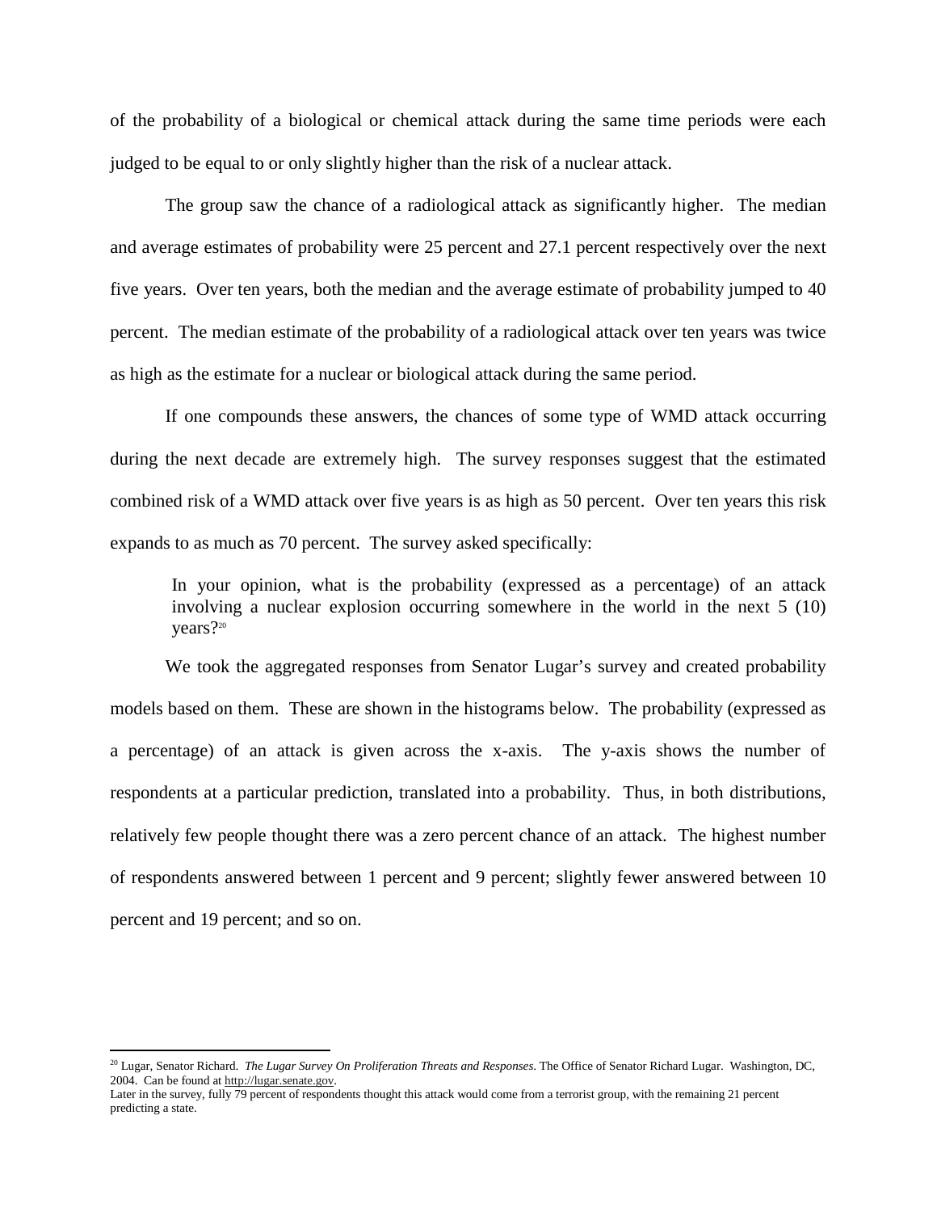of the probability of a biological or chemical attack during the same time periods were each judged to be equal to or only slightly higher than the risk of a nuclear attack.

The group saw the chance of a radiological attack as significantly higher. The median and average estimates of probability were 25 percent and 27.1 percent respectively over the next five years. Over ten years, both the median and the average estimate of probability jumped to 40 percent. The median estimate of the probability of a radiological attack over ten years was twice as high as the estimate for a nuclear or biological attack during the same period.

If one compounds these answers, the chances of some type of WMD attack occurring during the next decade are extremely high. The survey responses suggest that the estimated combined risk of a WMD attack over five years is as high as 50 percent. Over ten years this risk expands to as much as 70 percent. The survey asked specifically:

> In your opinion, what is the probability (expressed as a percentage) of an attack involving a nuclear explosion occurring somewhere in the world in the next 5 (10) years?[20]

We took the aggregated responses from Senator Lugar's survey and created probability models based on them. These are shown in the histograms below. The probability (expressed as a percentage) of an attack is given across the x-axis. The y-axis shows the number of respondents at a particular prediction, translated into a probability. Thus, in both distributions, relatively few people thought there was a zero percent chance of an attack. The highest number of respondents answered between 1 percent and 9 percent; slightly fewer answered between 10 percent and 19 percent; and so on.

---

[20] Lugar, Senator Richard. *The Lugar Survey On Proliferation Threats and Responses*. The Office of Senator Richard Lugar. Washington, DC, 2004. Can be found at http://lugar.senate.gov.
Later in the survey, fully 79 percent of respondents thought this attack would come from a terrorist group, with the remaining 21 percent predicting a state.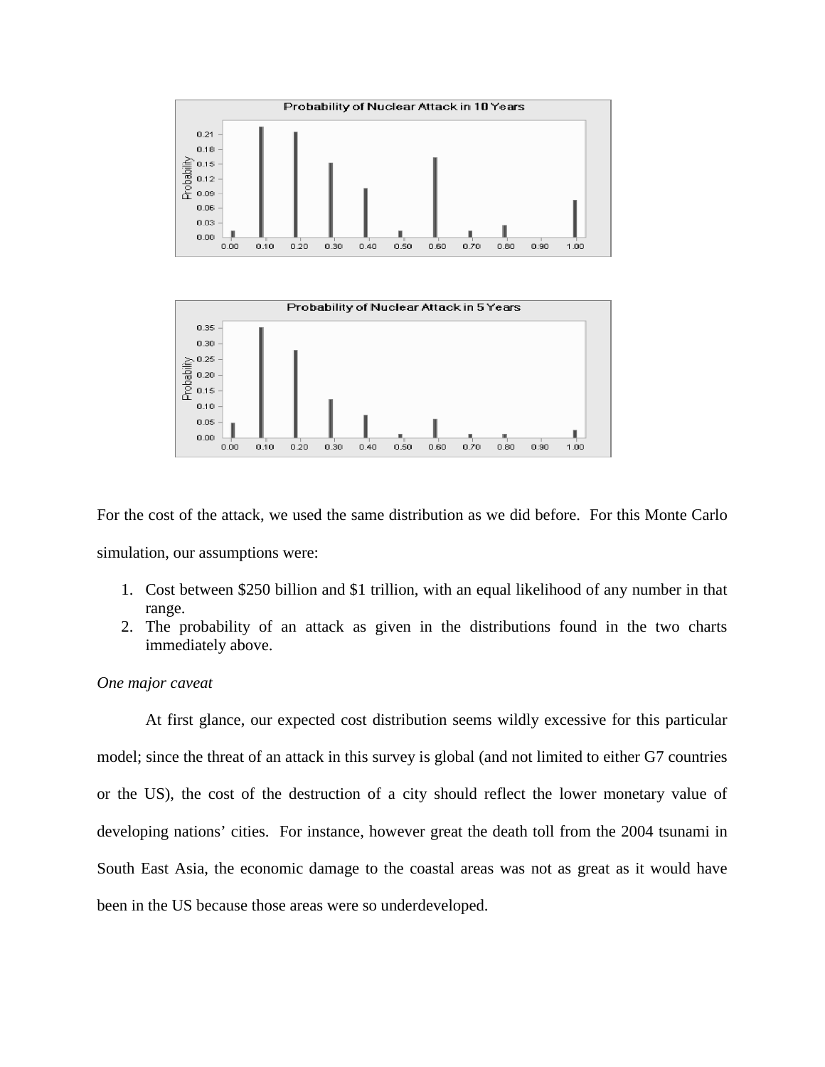For the cost of the attack, we used the same distribution as we did before. For this Monte Carlo simulation, our assumptions were:

1. Cost between $250 billion and $1 trillion, with an equal likelihood of any number in that range.
2. The probability of an attack as given in the distributions found in the two charts immediately above.

*One major caveat*

At first glance, our expected cost distribution seems wildly excessive for this particular model; since the threat of an attack in this survey is global (and not limited to either G7 countries or the US), the cost of the destruction of a city should reflect the lower monetary value of developing nations' cities. For instance, however great the death toll from the 2004 tsunami in South East Asia, the economic damage to the coastal areas was not as great as it would have been in the US because those areas were so underdeveloped.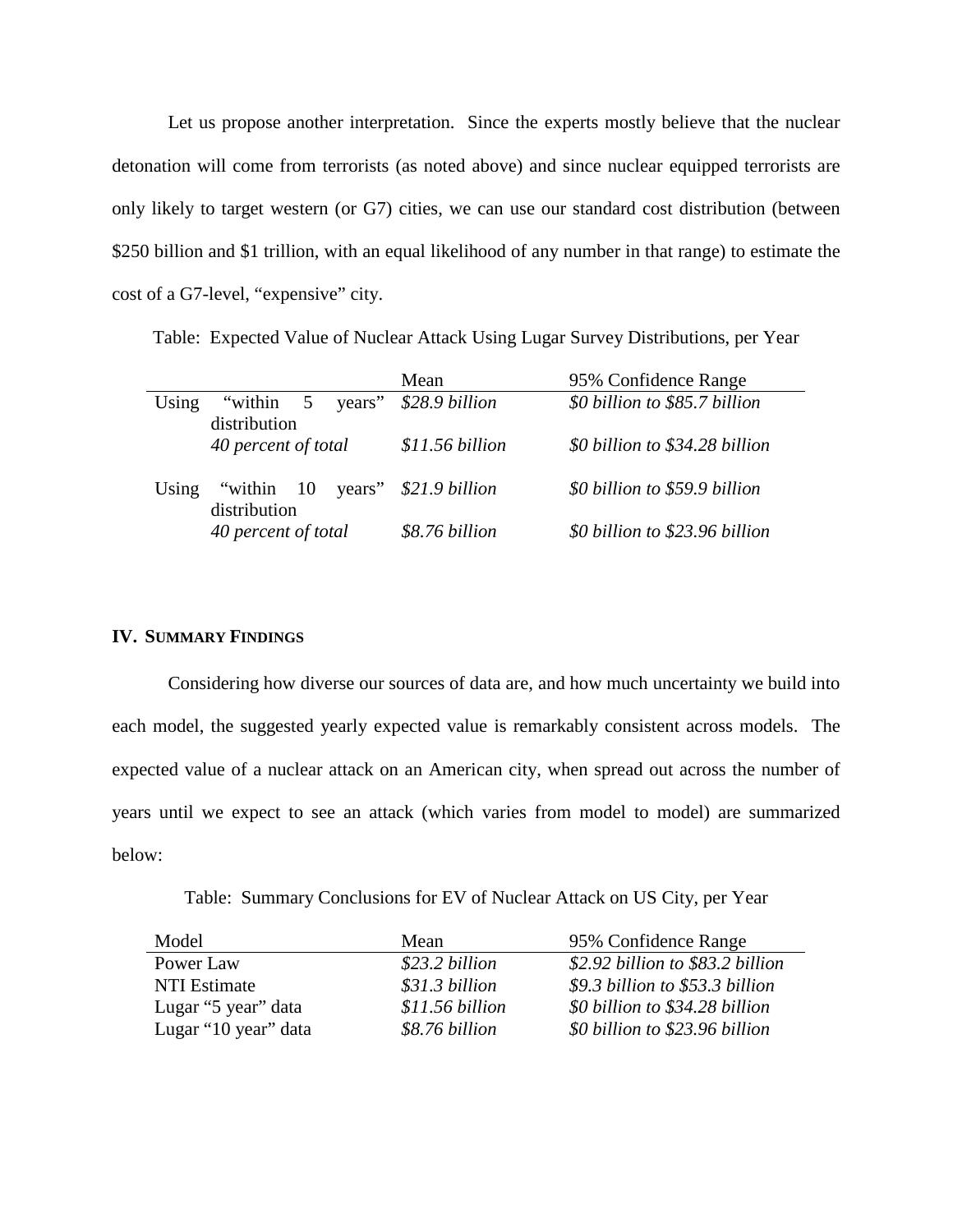Let us propose another interpretation. Since the experts mostly believe that the nuclear detonation will come from terrorists (as noted above) and since nuclear equipped terrorists are only likely to target western (or G7) cities, we can use our standard cost distribution (between \$250 billion and \$1 trillion, with an equal likelihood of any number in that range) to estimate the cost of a G7-level, "expensive" city.

Table: Expected Value of Nuclear Attack Using Lugar Survey Distributions, per Year

| | | Mean | 95% Confidence Range |
|---|---|---|---|
| Using | "within 5 years" distribution | *\$28.9 billion* | *\$0 billion to \$85.7 billion* |
| | *40 percent of total* | *\$11.56 billion* | *\$0 billion to \$34.28 billion* |
| Using | "within 10 years" distribution | *\$21.9 billion* | *\$0 billion to \$59.9 billion* |
| | *40 percent of total* | *\$8.76 billion* | *\$0 billion to \$23.96 billion* |

## IV. Summary Findings

Considering how diverse our sources of data are, and how much uncertainty we build into each model, the suggested yearly expected value is remarkably consistent across models. The expected value of a nuclear attack on an American city, when spread out across the number of years until we expect to see an attack (which varies from model to model) are summarized below:

Table: Summary Conclusions for EV of Nuclear Attack on US City, per Year

| Model | Mean | 95% Confidence Range |
|---|---|---|
| Power Law | *\$23.2 billion* | *\$2.92 billion to \$83.2 billion* |
| NTI Estimate | *\$31.3 billion* | *\$9.3 billion to \$53.3 billion* |
| Lugar "5 year" data | *\$11.56 billion* | *\$0 billion to \$34.28 billion* |
| Lugar "10 year" data | *\$8.76 billion* | *\$0 billion to \$23.96 billion* |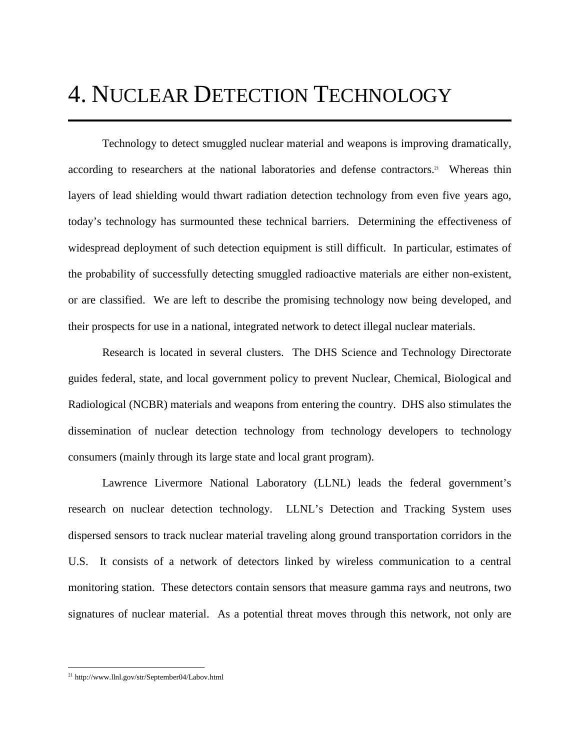# 4. Nuclear Detection Technology

Technology to detect smuggled nuclear material and weapons is improving dramatically, according to researchers at the national laboratories and defense contractors.[21] Whereas thin layers of lead shielding would thwart radiation detection technology from even five years ago, today's technology has surmounted these technical barriers. Determining the effectiveness of widespread deployment of such detection equipment is still difficult. In particular, estimates of the probability of successfully detecting smuggled radioactive materials are either non-existent, or are classified. We are left to describe the promising technology now being developed, and their prospects for use in a national, integrated network to detect illegal nuclear materials.

Research is located in several clusters. The DHS Science and Technology Directorate guides federal, state, and local government policy to prevent Nuclear, Chemical, Biological and Radiological (NCBR) materials and weapons from entering the country. DHS also stimulates the dissemination of nuclear detection technology from technology developers to technology consumers (mainly through its large state and local grant program).

Lawrence Livermore National Laboratory (LLNL) leads the federal government's research on nuclear detection technology. LLNL's Detection and Tracking System uses dispersed sensors to track nuclear material traveling along ground transportation corridors in the U.S. It consists of a network of detectors linked by wireless communication to a central monitoring station. These detectors contain sensors that measure gamma rays and neutrons, two signatures of nuclear material. As a potential threat moves through this network, not only are

[21] http://www.llnl.gov/str/September04/Labov.html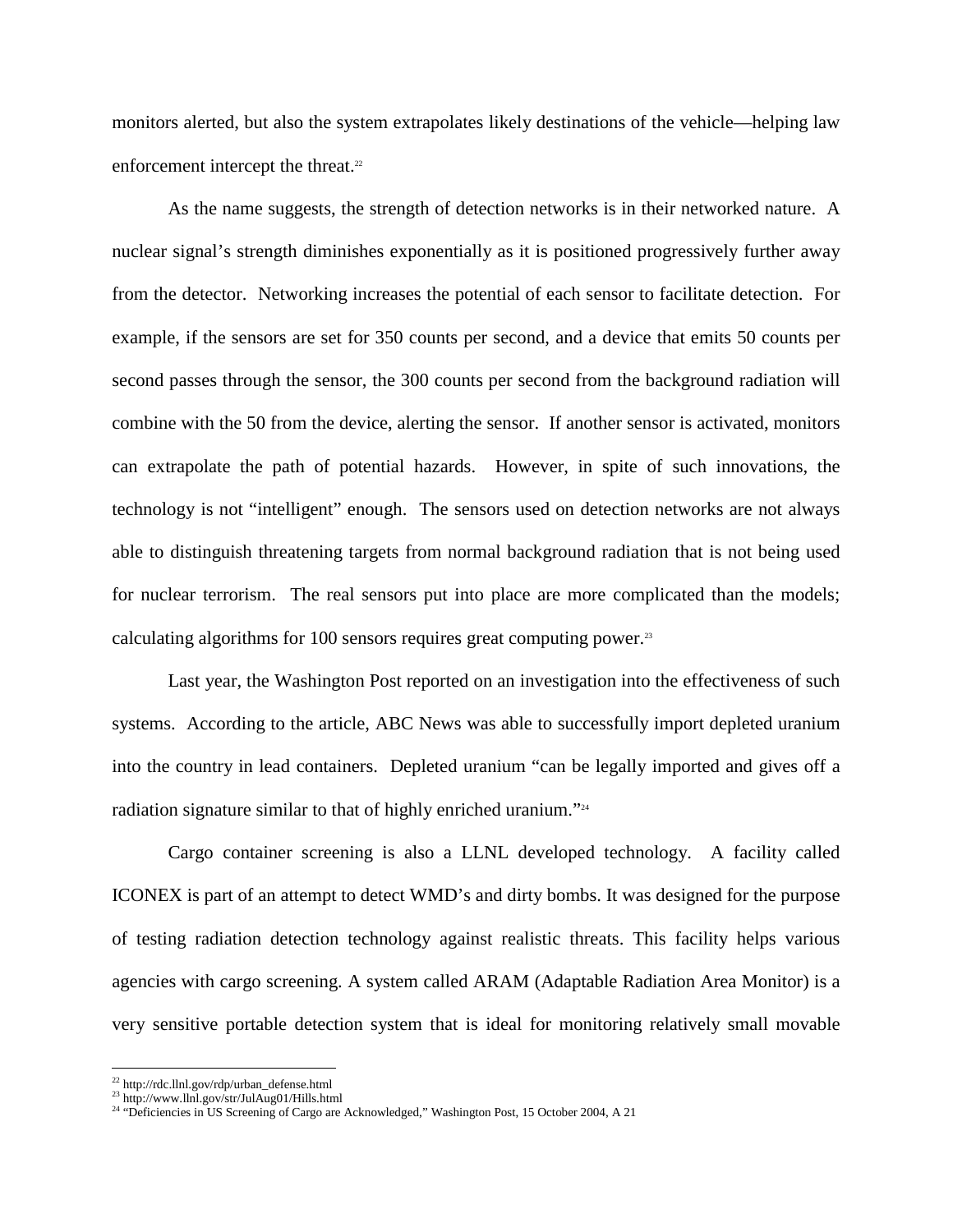monitors alerted, but also the system extrapolates likely destinations of the vehicle—helping law enforcement intercept the threat.[22]

As the name suggests, the strength of detection networks is in their networked nature. A nuclear signal's strength diminishes exponentially as it is positioned progressively further away from the detector. Networking increases the potential of each sensor to facilitate detection. For example, if the sensors are set for 350 counts per second, and a device that emits 50 counts per second passes through the sensor, the 300 counts per second from the background radiation will combine with the 50 from the device, alerting the sensor. If another sensor is activated, monitors can extrapolate the path of potential hazards. However, in spite of such innovations, the technology is not "intelligent" enough. The sensors used on detection networks are not always able to distinguish threatening targets from normal background radiation that is not being used for nuclear terrorism. The real sensors put into place are more complicated than the models; calculating algorithms for 100 sensors requires great computing power.[23]

Last year, the Washington Post reported on an investigation into the effectiveness of such systems. According to the article, ABC News was able to successfully import depleted uranium into the country in lead containers. Depleted uranium "can be legally imported and gives off a radiation signature similar to that of highly enriched uranium."[24]

Cargo container screening is also a LLNL developed technology. A facility called ICONEX is part of an attempt to detect WMD's and dirty bombs. It was designed for the purpose of testing radiation detection technology against realistic threats. This facility helps various agencies with cargo screening. A system called ARAM (Adaptable Radiation Area Monitor) is a very sensitive portable detection system that is ideal for monitoring relatively small movable

[22] http://rdc.llnl.gov/rdp/urban_defense.html
[23] http://www.llnl.gov/str/JulAug01/Hills.html
[24] "Deficiencies in US Screening of Cargo are Acknowledged," Washington Post, 15 October 2004, A 21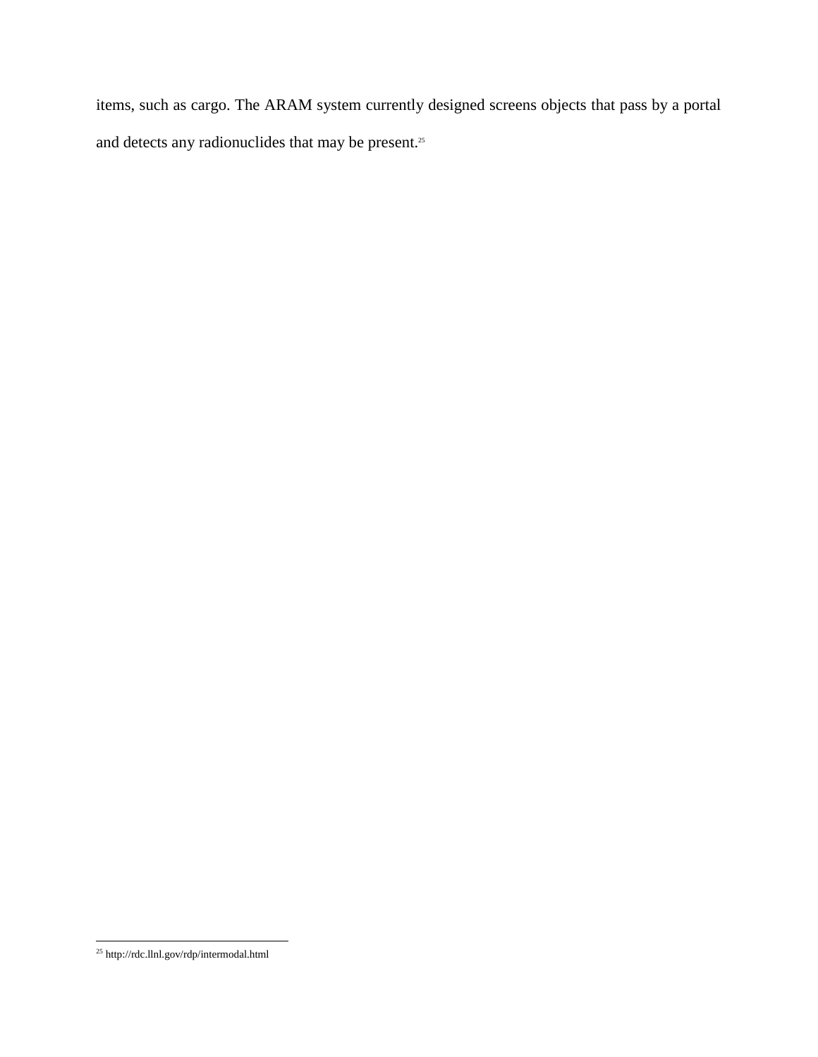items, such as cargo. The ARAM system currently designed screens objects that pass by a portal and detects any radionuclides that may be present.[25]

---

[25] http://rdc.llnl.gov/rdp/intermodal.html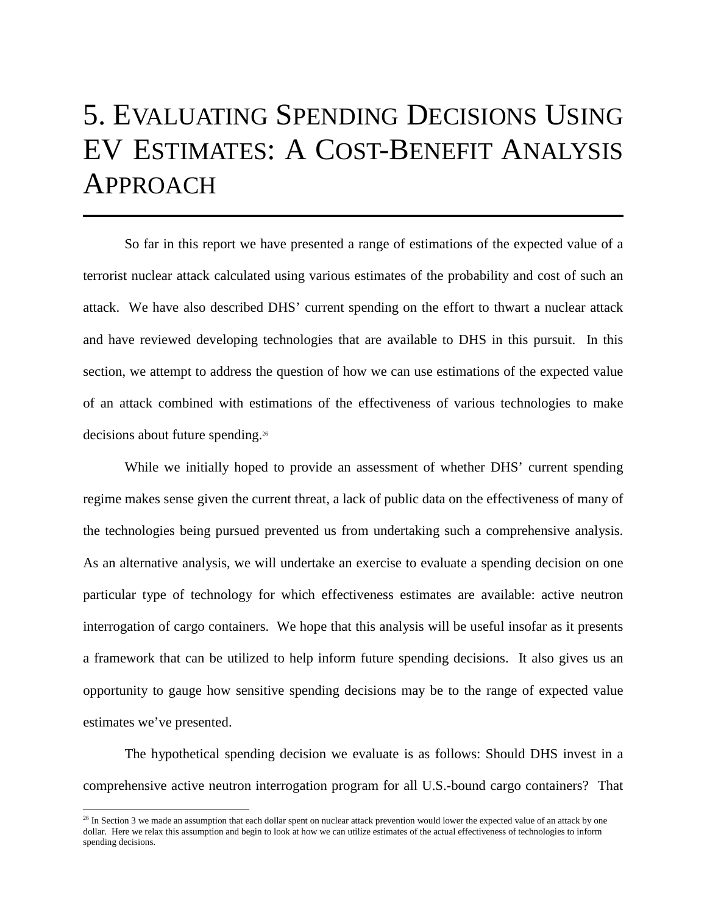# 5. Evaluating Spending Decisions Using EV Estimates: A Cost-Benefit Analysis Approach

So far in this report we have presented a range of estimations of the expected value of a terrorist nuclear attack calculated using various estimates of the probability and cost of such an attack. We have also described DHS' current spending on the effort to thwart a nuclear attack and have reviewed developing technologies that are available to DHS in this pursuit. In this section, we attempt to address the question of how we can use estimations of the expected value of an attack combined with estimations of the effectiveness of various technologies to make decisions about future spending.[26]

While we initially hoped to provide an assessment of whether DHS' current spending regime makes sense given the current threat, a lack of public data on the effectiveness of many of the technologies being pursued prevented us from undertaking such a comprehensive analysis. As an alternative analysis, we will undertake an exercise to evaluate a spending decision on one particular type of technology for which effectiveness estimates are available: active neutron interrogation of cargo containers. We hope that this analysis will be useful insofar as it presents a framework that can be utilized to help inform future spending decisions. It also gives us an opportunity to gauge how sensitive spending decisions may be to the range of expected value estimates we've presented.

The hypothetical spending decision we evaluate is as follows: Should DHS invest in a comprehensive active neutron interrogation program for all U.S.-bound cargo containers? That

[26] In Section 3 we made an assumption that each dollar spent on nuclear attack prevention would lower the expected value of an attack by one dollar. Here we relax this assumption and begin to look at how we can utilize estimates of the actual effectiveness of technologies to inform spending decisions.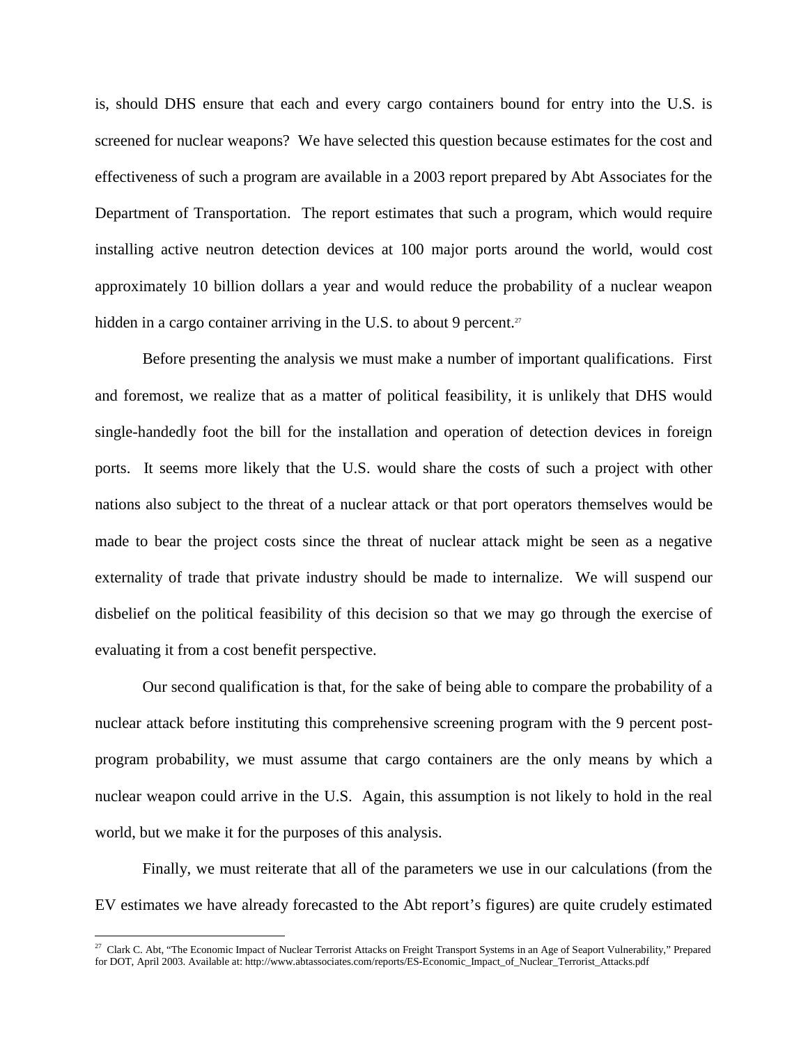is, should DHS ensure that each and every cargo containers bound for entry into the U.S. is screened for nuclear weapons? We have selected this question because estimates for the cost and effectiveness of such a program are available in a 2003 report prepared by Abt Associates for the Department of Transportation. The report estimates that such a program, which would require installing active neutron detection devices at 100 major ports around the world, would cost approximately 10 billion dollars a year and would reduce the probability of a nuclear weapon hidden in a cargo container arriving in the U.S. to about 9 percent.[27]

Before presenting the analysis we must make a number of important qualifications. First and foremost, we realize that as a matter of political feasibility, it is unlikely that DHS would single-handedly foot the bill for the installation and operation of detection devices in foreign ports. It seems more likely that the U.S. would share the costs of such a project with other nations also subject to the threat of a nuclear attack or that port operators themselves would be made to bear the project costs since the threat of nuclear attack might be seen as a negative externality of trade that private industry should be made to internalize. We will suspend our disbelief on the political feasibility of this decision so that we may go through the exercise of evaluating it from a cost benefit perspective.

Our second qualification is that, for the sake of being able to compare the probability of a nuclear attack before instituting this comprehensive screening program with the 9 percent post-program probability, we must assume that cargo containers are the only means by which a nuclear weapon could arrive in the U.S. Again, this assumption is not likely to hold in the real world, but we make it for the purposes of this analysis.

Finally, we must reiterate that all of the parameters we use in our calculations (from the EV estimates we have already forecasted to the Abt report's figures) are quite crudely estimated

---

[27] Clark C. Abt, "The Economic Impact of Nuclear Terrorist Attacks on Freight Transport Systems in an Age of Seaport Vulnerability," Prepared for DOT, April 2003. Available at: http://www.abtassociates.com/reports/ES-Economic_Impact_of_Nuclear_Terrorist_Attacks.pdf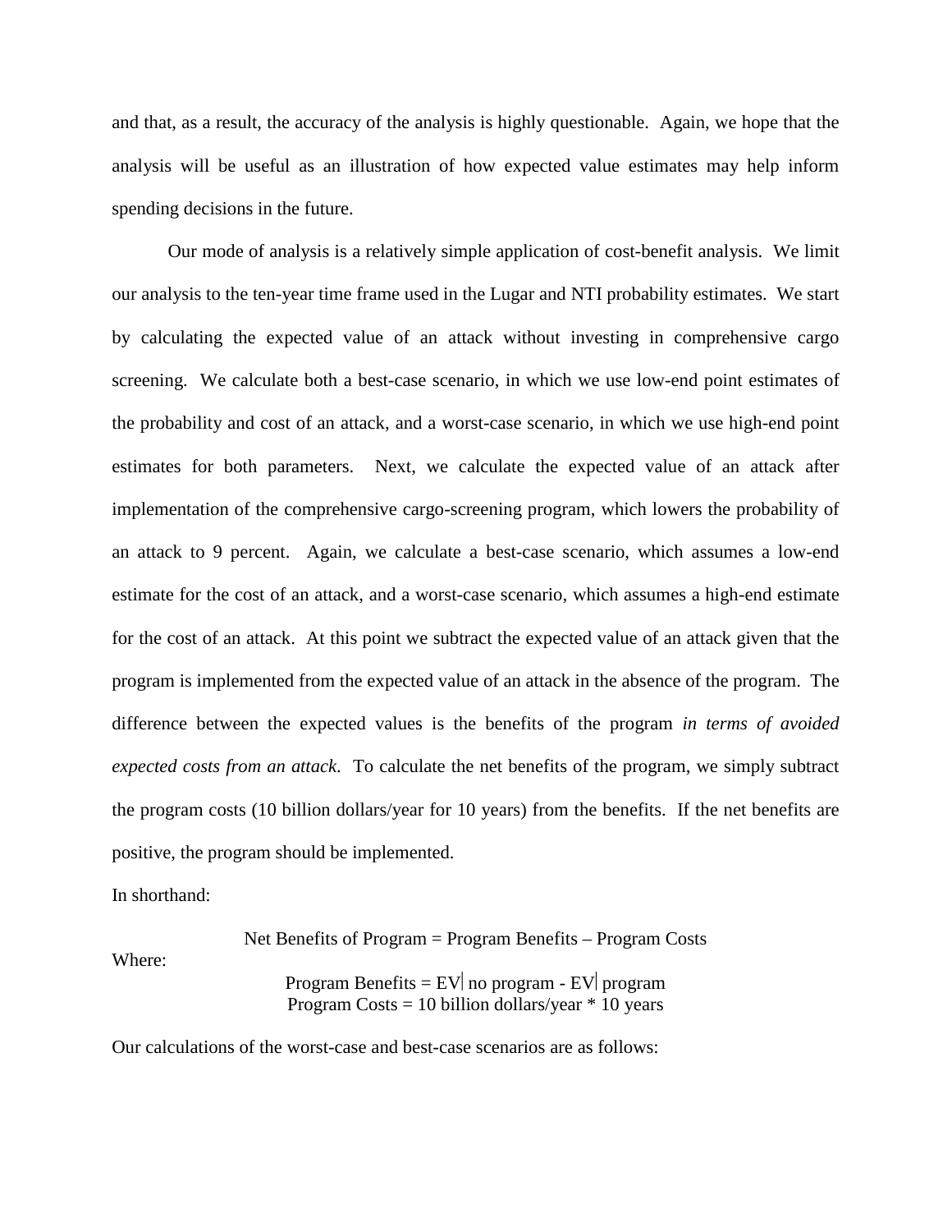and that, as a result, the accuracy of the analysis is highly questionable. Again, we hope that the analysis will be useful as an illustration of how expected value estimates may help inform spending decisions in the future.

Our mode of analysis is a relatively simple application of cost-benefit analysis. We limit our analysis to the ten-year time frame used in the Lugar and NTI probability estimates. We start by calculating the expected value of an attack without investing in comprehensive cargo screening. We calculate both a best-case scenario, in which we use low-end point estimates of the probability and cost of an attack, and a worst-case scenario, in which we use high-end point estimates for both parameters. Next, we calculate the expected value of an attack after implementation of the comprehensive cargo-screening program, which lowers the probability of an attack to 9 percent. Again, we calculate a best-case scenario, which assumes a low-end estimate for the cost of an attack, and a worst-case scenario, which assumes a high-end estimate for the cost of an attack. At this point we subtract the expected value of an attack given that the program is implemented from the expected value of an attack in the absence of the program. The difference between the expected values is the benefits of the program *in terms of avoided expected costs from an attack*. To calculate the net benefits of the program, we simply subtract the program costs (10 billion dollars/year for 10 years) from the benefits. If the net benefits are positive, the program should be implemented.

In shorthand:

$$\text{Net Benefits of Program} = \text{Program Benefits} - \text{Program Costs}$$

Where:

$$\text{Program Benefits} = EV|\text{ no program} - EV|\text{ program}$$

$$\text{Program Costs} = 10 \text{ billion dollars/year} * 10 \text{ years}$$

Our calculations of the worst-case and best-case scenarios are as follows: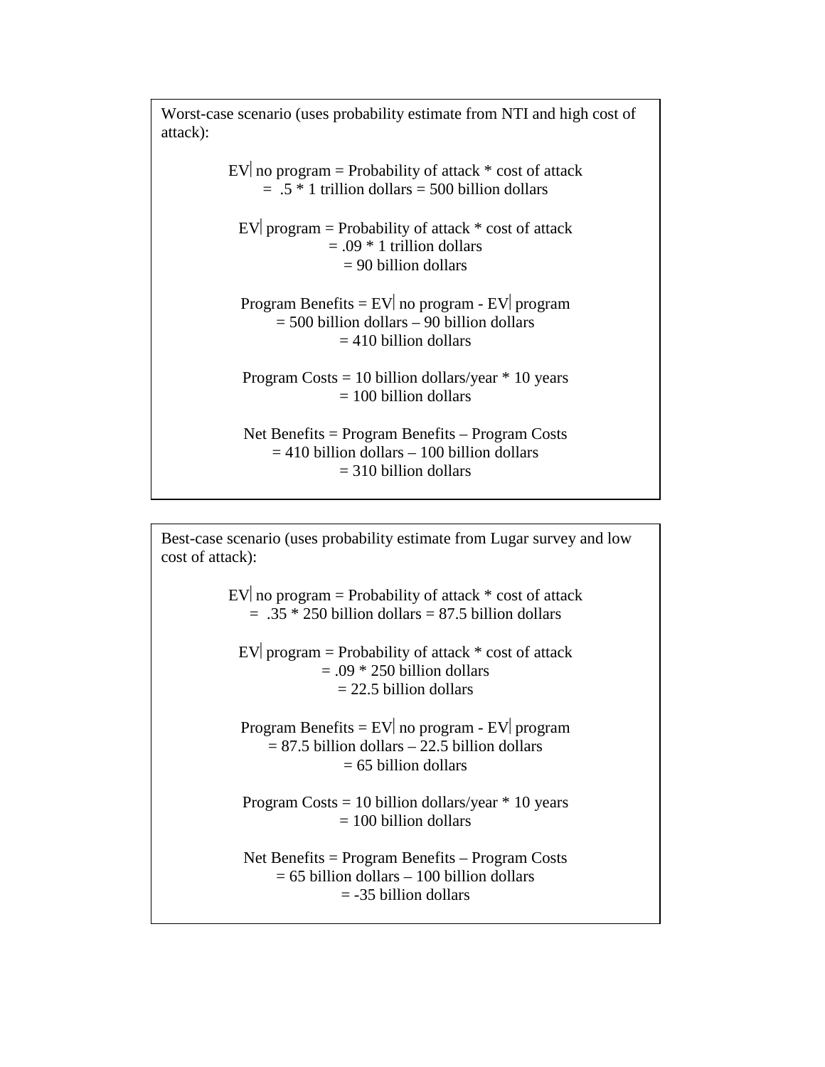Worst-case scenario (uses probability estimate from NTI and high cost of attack):

EV| no program = Probability of attack * cost of attack
= .5 * 1 trillion dollars = 500 billion dollars

EV| program = Probability of attack * cost of attack
= .09 * 1 trillion dollars
= 90 billion dollars

Program Benefits = EV| no program - EV| program
= 500 billion dollars – 90 billion dollars
= 410 billion dollars

Program Costs = 10 billion dollars/year * 10 years
= 100 billion dollars

Net Benefits = Program Benefits – Program Costs
= 410 billion dollars – 100 billion dollars
= 310 billion dollars

Best-case scenario (uses probability estimate from Lugar survey and low cost of attack):

EV| no program = Probability of attack * cost of attack
= .35 * 250 billion dollars = 87.5 billion dollars

EV| program = Probability of attack * cost of attack
= .09 * 250 billion dollars
= 22.5 billion dollars

Program Benefits = EV| no program - EV| program
= 87.5 billion dollars – 22.5 billion dollars
= 65 billion dollars

Program Costs = 10 billion dollars/year * 10 years
= 100 billion dollars

Net Benefits = Program Benefits – Program Costs
= 65 billion dollars – 100 billion dollars
= -35 billion dollars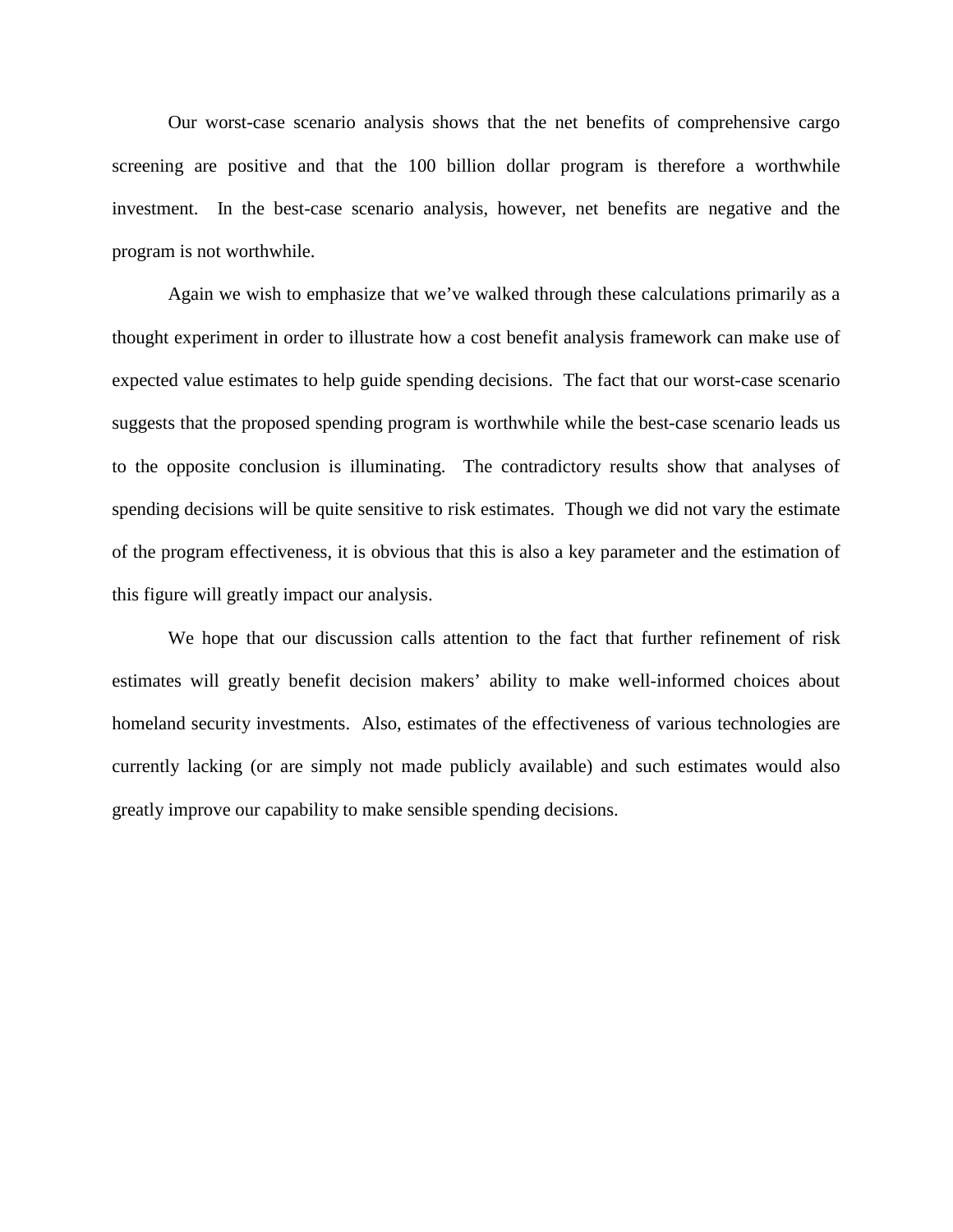Our worst-case scenario analysis shows that the net benefits of comprehensive cargo screening are positive and that the 100 billion dollar program is therefore a worthwhile investment. In the best-case scenario analysis, however, net benefits are negative and the program is not worthwhile.

Again we wish to emphasize that we've walked through these calculations primarily as a thought experiment in order to illustrate how a cost benefit analysis framework can make use of expected value estimates to help guide spending decisions. The fact that our worst-case scenario suggests that the proposed spending program is worthwhile while the best-case scenario leads us to the opposite conclusion is illuminating. The contradictory results show that analyses of spending decisions will be quite sensitive to risk estimates. Though we did not vary the estimate of the program effectiveness, it is obvious that this is also a key parameter and the estimation of this figure will greatly impact our analysis.

We hope that our discussion calls attention to the fact that further refinement of risk estimates will greatly benefit decision makers' ability to make well-informed choices about homeland security investments. Also, estimates of the effectiveness of various technologies are currently lacking (or are simply not made publicly available) and such estimates would also greatly improve our capability to make sensible spending decisions.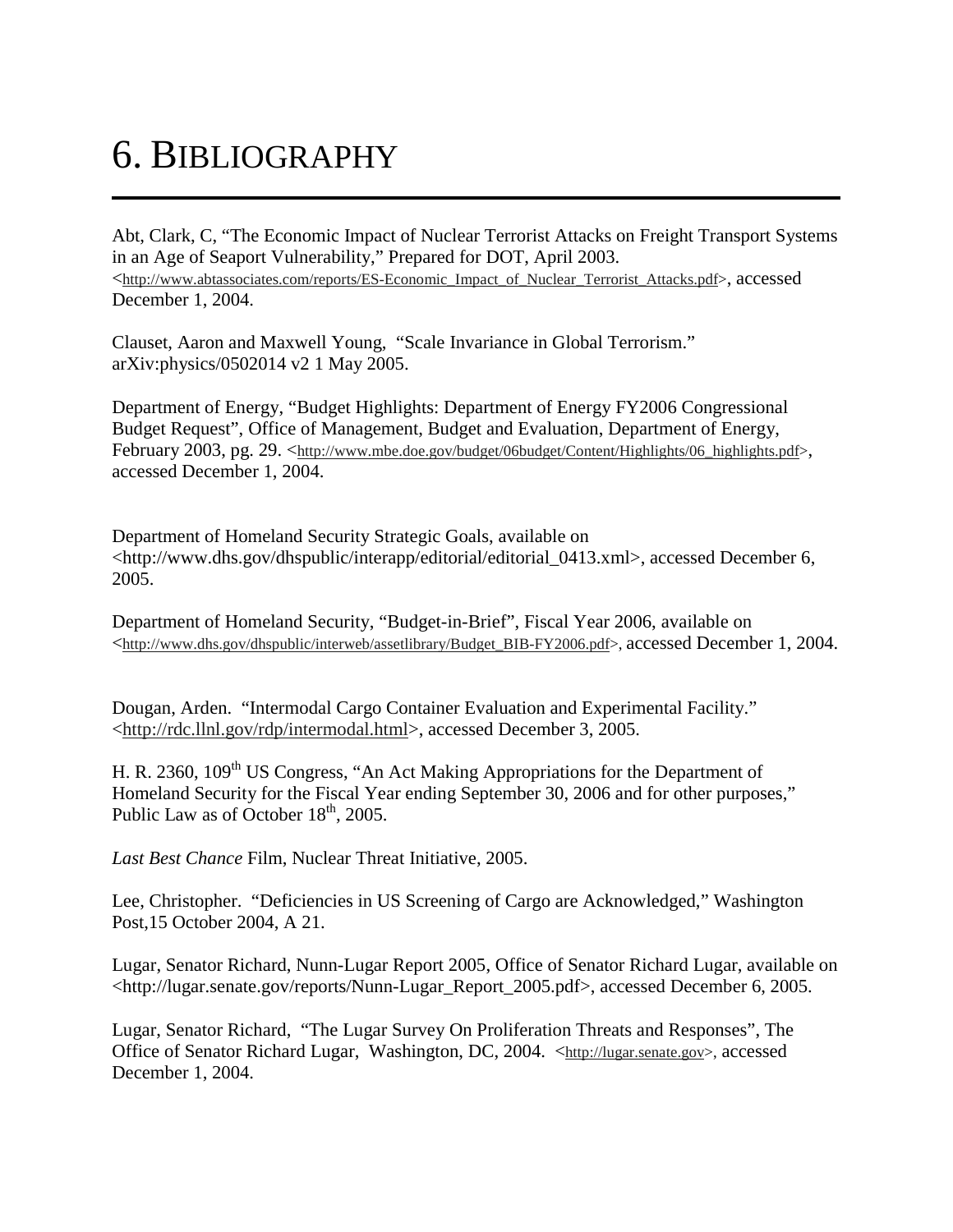# 6. BIBLIOGRAPHY

Abt, Clark, C, "The Economic Impact of Nuclear Terrorist Attacks on Freight Transport Systems in an Age of Seaport Vulnerability," Prepared for DOT, April 2003. <http://www.abtassociates.com/reports/ES-Economic_Impact_of_Nuclear_Terrorist_Attacks.pdf>, accessed December 1, 2004.

Clauset, Aaron and Maxwell Young, "Scale Invariance in Global Terrorism." arXiv:physics/0502014 v2 1 May 2005.

Department of Energy, "Budget Highlights: Department of Energy FY2006 Congressional Budget Request", Office of Management, Budget and Evaluation, Department of Energy, February 2003, pg. 29. <http://www.mbe.doe.gov/budget/06budget/Content/Highlights/06_highlights.pdf>, accessed December 1, 2004.

Department of Homeland Security Strategic Goals, available on <http://www.dhs.gov/dhspublic/interapp/editorial/editorial_0413.xml>, accessed December 6, 2005.

Department of Homeland Security, "Budget-in-Brief", Fiscal Year 2006, available on <http://www.dhs.gov/dhspublic/interweb/assetlibrary/Budget_BIB-FY2006.pdf>, accessed December 1, 2004.

Dougan, Arden. "Intermodal Cargo Container Evaluation and Experimental Facility." <http://rdc.llnl.gov/rdp/intermodal.html>, accessed December 3, 2005.

H. R. 2360, 109th US Congress, "An Act Making Appropriations for the Department of Homeland Security for the Fiscal Year ending September 30, 2006 and for other purposes," Public Law as of October 18th, 2005.

*Last Best Chance* Film, Nuclear Threat Initiative, 2005.

Lee, Christopher. "Deficiencies in US Screening of Cargo are Acknowledged," Washington Post,15 October 2004, A 21.

Lugar, Senator Richard, Nunn-Lugar Report 2005, Office of Senator Richard Lugar, available on <http://lugar.senate.gov/reports/Nunn-Lugar_Report_2005.pdf>, accessed December 6, 2005.

Lugar, Senator Richard, "The Lugar Survey On Proliferation Threats and Responses", The Office of Senator Richard Lugar, Washington, DC, 2004. <http://lugar.senate.gov>, accessed December 1, 2004.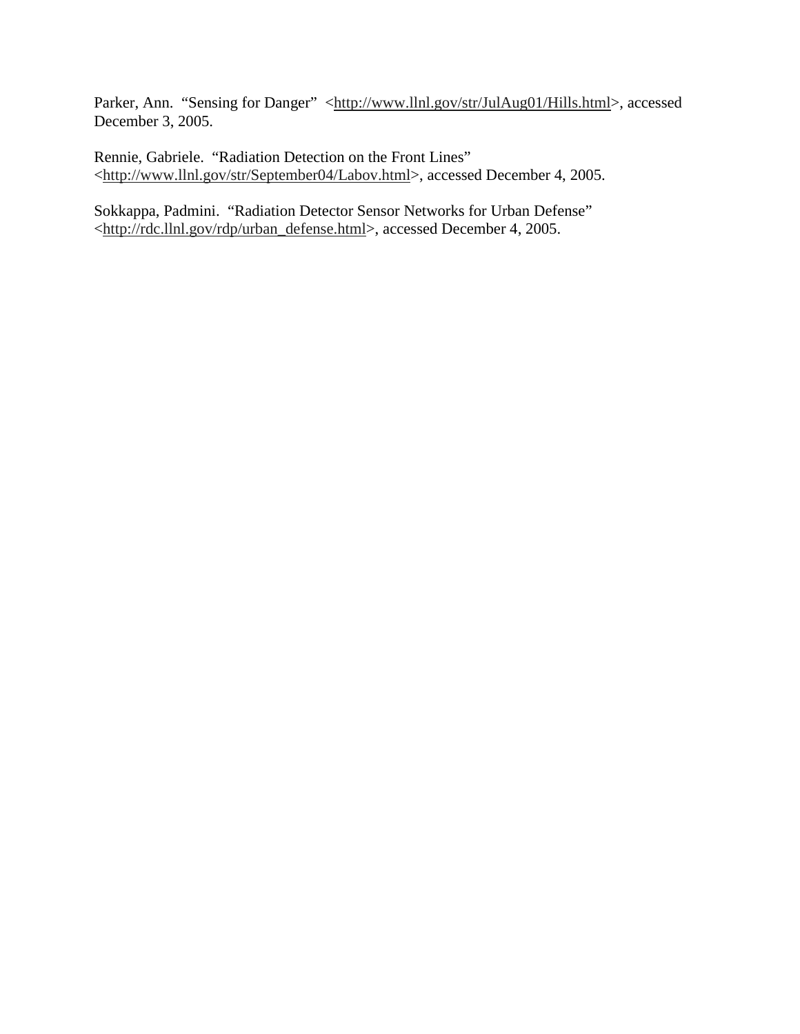Parker, Ann. “Sensing for Danger” <http://www.llnl.gov/str/JulAug01/Hills.html>, accessed December 3, 2005.

Rennie, Gabriele. “Radiation Detection on the Front Lines” <http://www.llnl.gov/str/September04/Labov.html>, accessed December 4, 2005.

Sokkappa, Padmini. “Radiation Detector Sensor Networks for Urban Defense” <http://rdc.llnl.gov/rdp/urban_defense.html>, accessed December 4, 2005.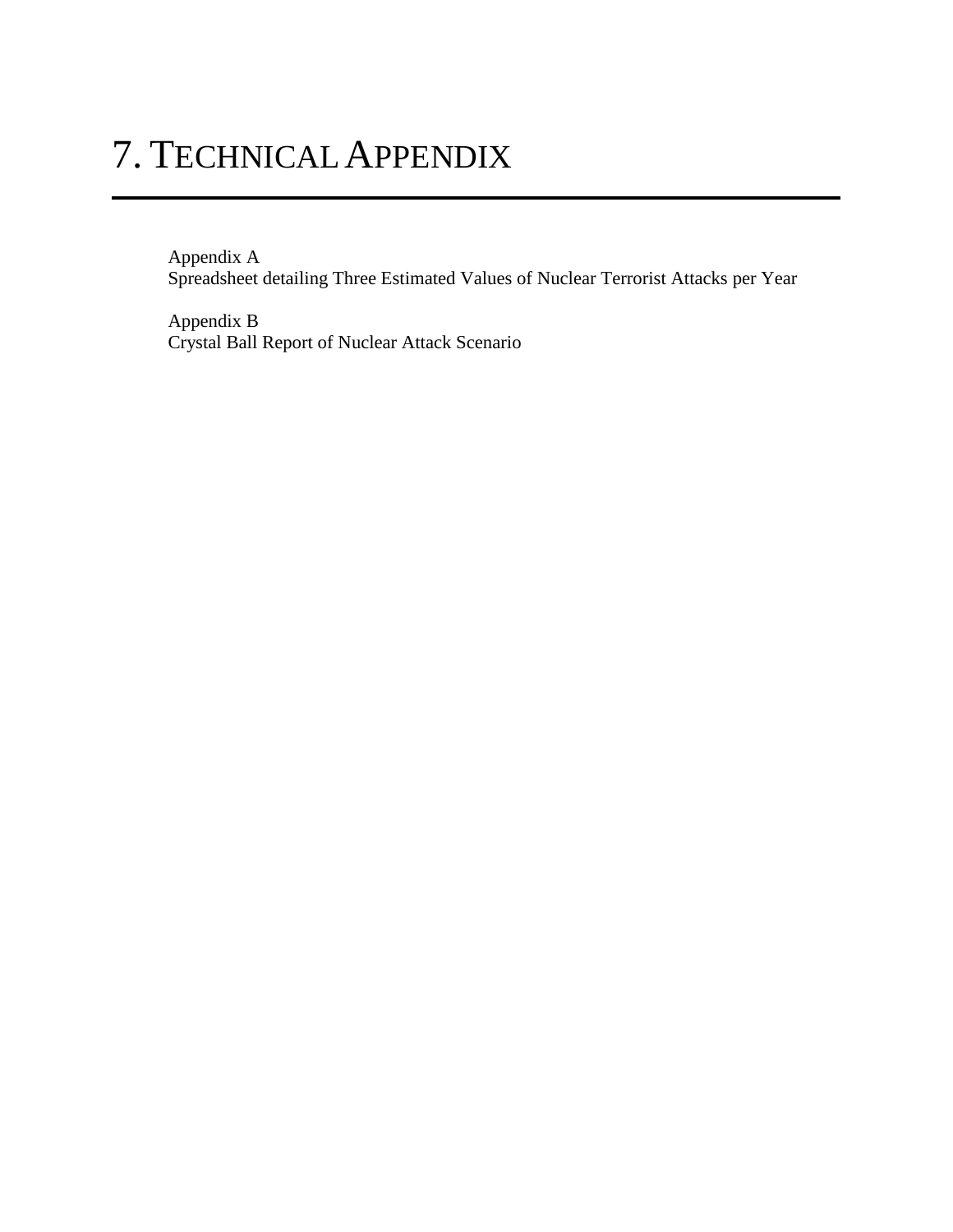# 7. Technical Appendix

Appendix A
Spreadsheet detailing Three Estimated Values of Nuclear Terrorist Attacks per Year

Appendix B
Crystal Ball Report of Nuclear Attack Scenario